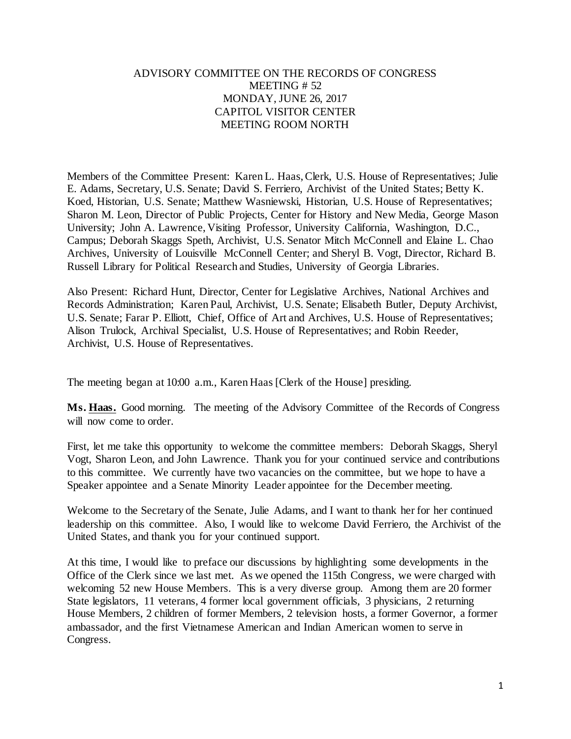ADVISORY COMMITTEE ON THE RECORDS OF CONGRESS
MEETING # 52
MONDAY, JUNE 26, 2017
CAPITOL VISITOR CENTER
MEETING ROOM NORTH

Members of the Committee Present: Karen L. Haas, Clerk, U.S. House of Representatives; Julie E. Adams, Secretary, U.S. Senate; David S. Ferriero, Archivist of the United States; Betty K. Koed, Historian, U.S. Senate; Matthew Wasniewski, Historian, U.S. House of Representatives; Sharon M. Leon, Director of Public Projects, Center for History and New Media, George Mason University; John A. Lawrence, Visiting Professor, University California, Washington, D.C., Campus; Deborah Skaggs Speth, Archivist, U.S. Senator Mitch McConnell and Elaine L. Chao Archives, University of Louisville McConnell Center; and Sheryl B. Vogt, Director, Richard B. Russell Library for Political Research and Studies, University of Georgia Libraries.

Also Present: Richard Hunt, Director, Center for Legislative Archives, National Archives and Records Administration; Karen Paul, Archivist, U.S. Senate; Elisabeth Butler, Deputy Archivist, U.S. Senate; Farar P. Elliott, Chief, Office of Art and Archives, U.S. House of Representatives; Alison Trulock, Archival Specialist, U.S. House of Representatives; and Robin Reeder, Archivist, U.S. House of Representatives.

The meeting began at 10:00 a.m., Karen Haas [Clerk of the House] presiding.

**Ms. Haas.** Good morning. The meeting of the Advisory Committee of the Records of Congress will now come to order.

First, let me take this opportunity to welcome the committee members: Deborah Skaggs, Sheryl Vogt, Sharon Leon, and John Lawrence. Thank you for your continued service and contributions to this committee. We currently have two vacancies on the committee, but we hope to have a Speaker appointee and a Senate Minority Leader appointee for the December meeting.

Welcome to the Secretary of the Senate, Julie Adams, and I want to thank her for her continued leadership on this committee. Also, I would like to welcome David Ferriero, the Archivist of the United States, and thank you for your continued support.

At this time, I would like to preface our discussions by highlighting some developments in the Office of the Clerk since we last met. As we opened the 115th Congress, we were charged with welcoming 52 new House Members. This is a very diverse group. Among them are 20 former State legislators, 11 veterans, 4 former local government officials, 3 physicians, 2 returning House Members, 2 children of former Members, 2 television hosts, a former Governor, a former ambassador, and the first Vietnamese American and Indian American women to serve in Congress.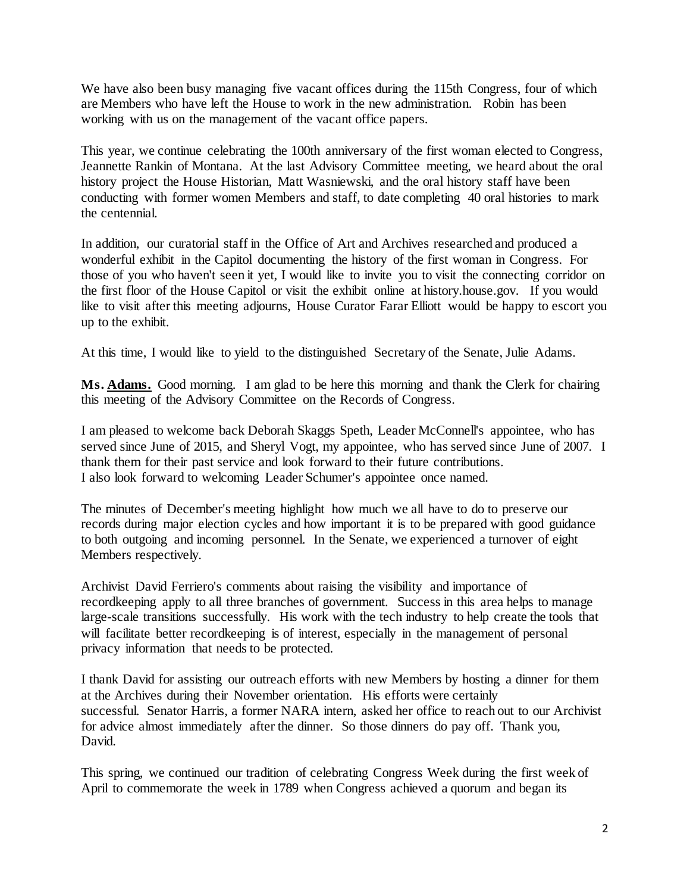We have also been busy managing five vacant offices during the 115th Congress, four of which are Members who have left the House to work in the new administration. Robin has been working with us on the management of the vacant office papers.

This year, we continue celebrating the 100th anniversary of the first woman elected to Congress, Jeannette Rankin of Montana. At the last Advisory Committee meeting, we heard about the oral history project the House Historian, Matt Wasniewski, and the oral history staff have been conducting with former women Members and staff, to date completing 40 oral histories to mark the centennial.

In addition, our curatorial staff in the Office of Art and Archives researched and produced a wonderful exhibit in the Capitol documenting the history of the first woman in Congress. For those of you who haven't seen it yet, I would like to invite you to visit the connecting corridor on the first floor of the House Capitol or visit the exhibit online at history.house.gov. If you would like to visit after this meeting adjourns, House Curator Farar Elliott would be happy to escort you up to the exhibit.

At this time, I would like to yield to the distinguished Secretary of the Senate, Julie Adams.

**Ms. Adams.** Good morning. I am glad to be here this morning and thank the Clerk for chairing this meeting of the Advisory Committee on the Records of Congress.

I am pleased to welcome back Deborah Skaggs Speth, Leader McConnell's appointee, who has served since June of 2015, and Sheryl Vogt, my appointee, who has served since June of 2007. I thank them for their past service and look forward to their future contributions. I also look forward to welcoming Leader Schumer's appointee once named.

The minutes of December's meeting highlight how much we all have to do to preserve our records during major election cycles and how important it is to be prepared with good guidance to both outgoing and incoming personnel. In the Senate, we experienced a turnover of eight Members respectively.

Archivist David Ferriero's comments about raising the visibility and importance of recordkeeping apply to all three branches of government. Success in this area helps to manage large-scale transitions successfully. His work with the tech industry to help create the tools that will facilitate better recordkeeping is of interest, especially in the management of personal privacy information that needs to be protected.

I thank David for assisting our outreach efforts with new Members by hosting a dinner for them at the Archives during their November orientation. His efforts were certainly successful. Senator Harris, a former NARA intern, asked her office to reach out to our Archivist for advice almost immediately after the dinner. So those dinners do pay off. Thank you, David.

This spring, we continued our tradition of celebrating Congress Week during the first week of April to commemorate the week in 1789 when Congress achieved a quorum and began its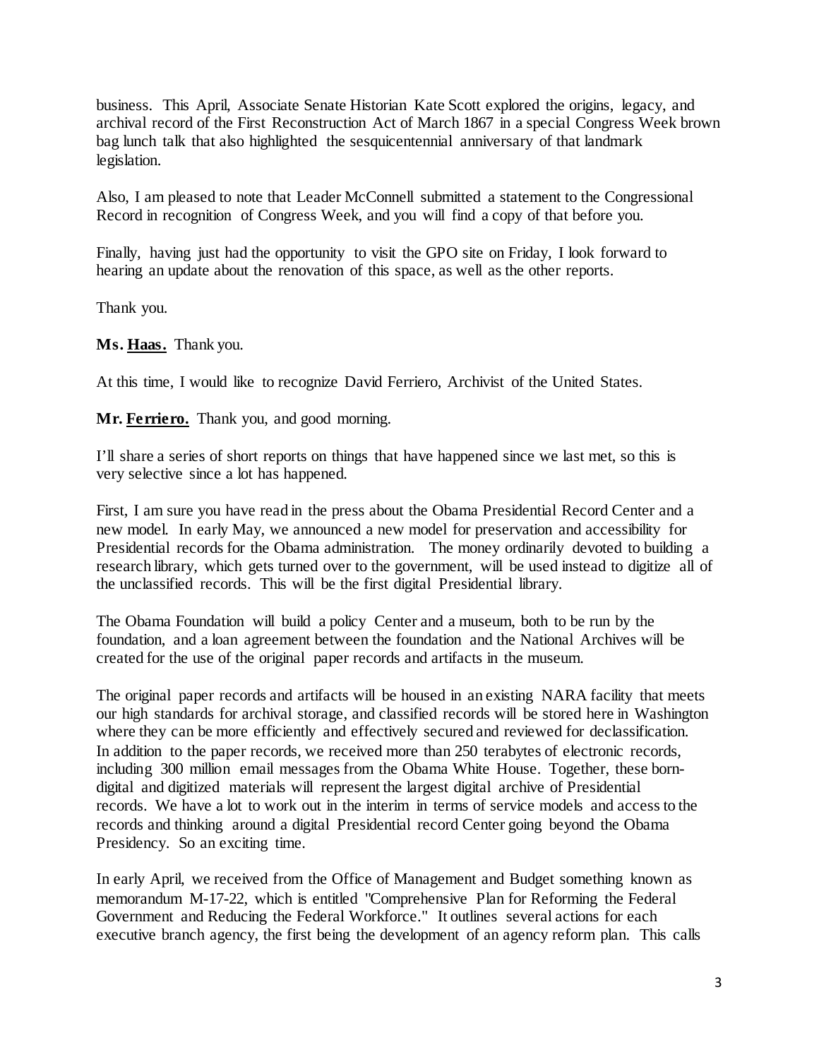business. This April, Associate Senate Historian Kate Scott explored the origins, legacy, and archival record of the First Reconstruction Act of March 1867 in a special Congress Week brown bag lunch talk that also highlighted the sesquicentennial anniversary of that landmark legislation.

Also, I am pleased to note that Leader McConnell submitted a statement to the Congressional Record in recognition of Congress Week, and you will find a copy of that before you.

Finally, having just had the opportunity to visit the GPO site on Friday, I look forward to hearing an update about the renovation of this space, as well as the other reports.

Thank you.

**Ms. Haas.** Thank you.

At this time, I would like to recognize David Ferriero, Archivist of the United States.

**Mr. Ferriero.** Thank you, and good morning.

I'll share a series of short reports on things that have happened since we last met, so this is very selective since a lot has happened.

First, I am sure you have read in the press about the Obama Presidential Record Center and a new model. In early May, we announced a new model for preservation and accessibility for Presidential records for the Obama administration. The money ordinarily devoted to building a research library, which gets turned over to the government, will be used instead to digitize all of the unclassified records. This will be the first digital Presidential library.

The Obama Foundation will build a policy Center and a museum, both to be run by the foundation, and a loan agreement between the foundation and the National Archives will be created for the use of the original paper records and artifacts in the museum.

The original paper records and artifacts will be housed in an existing NARA facility that meets our high standards for archival storage, and classified records will be stored here in Washington where they can be more efficiently and effectively secured and reviewed for declassification. In addition to the paper records, we received more than 250 terabytes of electronic records, including 300 million email messages from the Obama White House. Together, these born-digital and digitized materials will represent the largest digital archive of Presidential records. We have a lot to work out in the interim in terms of service models and access to the records and thinking around a digital Presidential record Center going beyond the Obama Presidency. So an exciting time.

In early April, we received from the Office of Management and Budget something known as memorandum M-17-22, which is entitled "Comprehensive Plan for Reforming the Federal Government and Reducing the Federal Workforce." It outlines several actions for each executive branch agency, the first being the development of an agency reform plan. This calls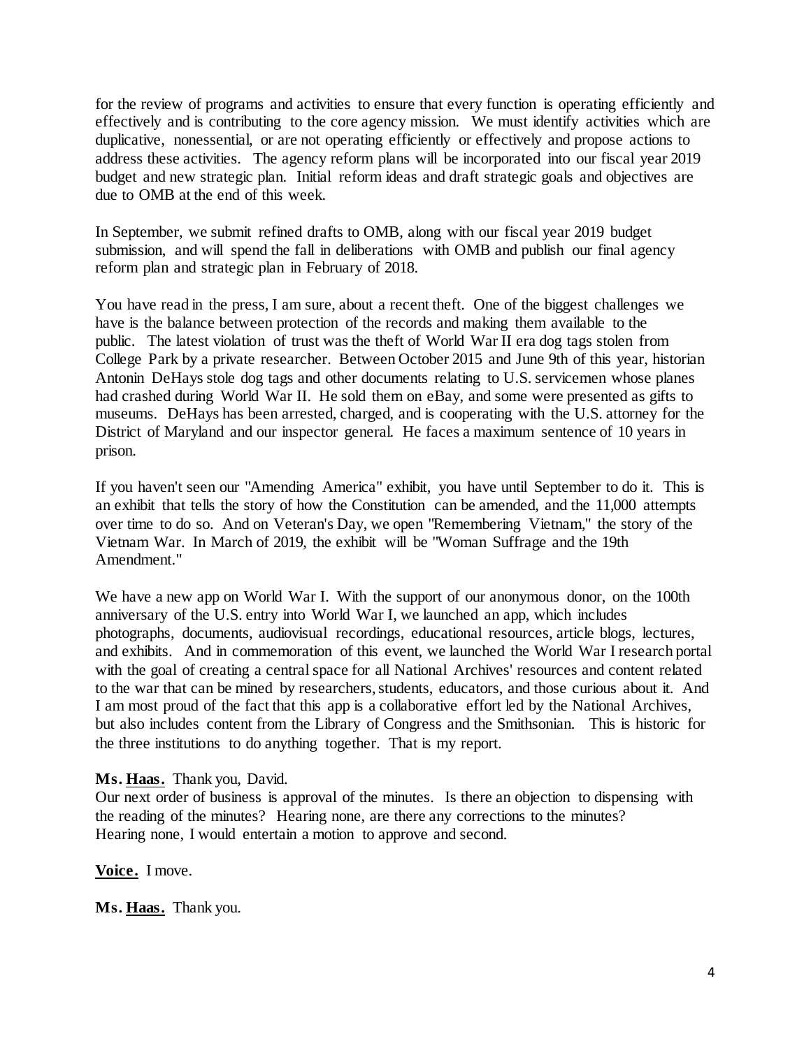for the review of programs and activities to ensure that every function is operating efficiently and effectively and is contributing to the core agency mission. We must identify activities which are duplicative, nonessential, or are not operating efficiently or effectively and propose actions to address these activities. The agency reform plans will be incorporated into our fiscal year 2019 budget and new strategic plan. Initial reform ideas and draft strategic goals and objectives are due to OMB at the end of this week.

In September, we submit refined drafts to OMB, along with our fiscal year 2019 budget submission, and will spend the fall in deliberations with OMB and publish our final agency reform plan and strategic plan in February of 2018.

You have read in the press, I am sure, about a recent theft. One of the biggest challenges we have is the balance between protection of the records and making them available to the public. The latest violation of trust was the theft of World War II era dog tags stolen from College Park by a private researcher. Between October 2015 and June 9th of this year, historian Antonin DeHays stole dog tags and other documents relating to U.S. servicemen whose planes had crashed during World War II. He sold them on eBay, and some were presented as gifts to museums. DeHays has been arrested, charged, and is cooperating with the U.S. attorney for the District of Maryland and our inspector general. He faces a maximum sentence of 10 years in prison.

If you haven't seen our "Amending America" exhibit, you have until September to do it. This is an exhibit that tells the story of how the Constitution can be amended, and the 11,000 attempts over time to do so. And on Veteran's Day, we open "Remembering Vietnam," the story of the Vietnam War. In March of 2019, the exhibit will be "Woman Suffrage and the 19th Amendment."

We have a new app on World War I. With the support of our anonymous donor, on the 100th anniversary of the U.S. entry into World War I, we launched an app, which includes photographs, documents, audiovisual recordings, educational resources, article blogs, lectures, and exhibits. And in commemoration of this event, we launched the World War I research portal with the goal of creating a central space for all National Archives' resources and content related to the war that can be mined by researchers, students, educators, and those curious about it. And I am most proud of the fact that this app is a collaborative effort led by the National Archives, but also includes content from the Library of Congress and the Smithsonian. This is historic for the three institutions to do anything together. That is my report.

**Ms. Haas.** Thank you, David.
Our next order of business is approval of the minutes. Is there an objection to dispensing with the reading of the minutes? Hearing none, are there any corrections to the minutes? Hearing none, I would entertain a motion to approve and second.

**Voice.** I move.

**Ms. Haas.** Thank you.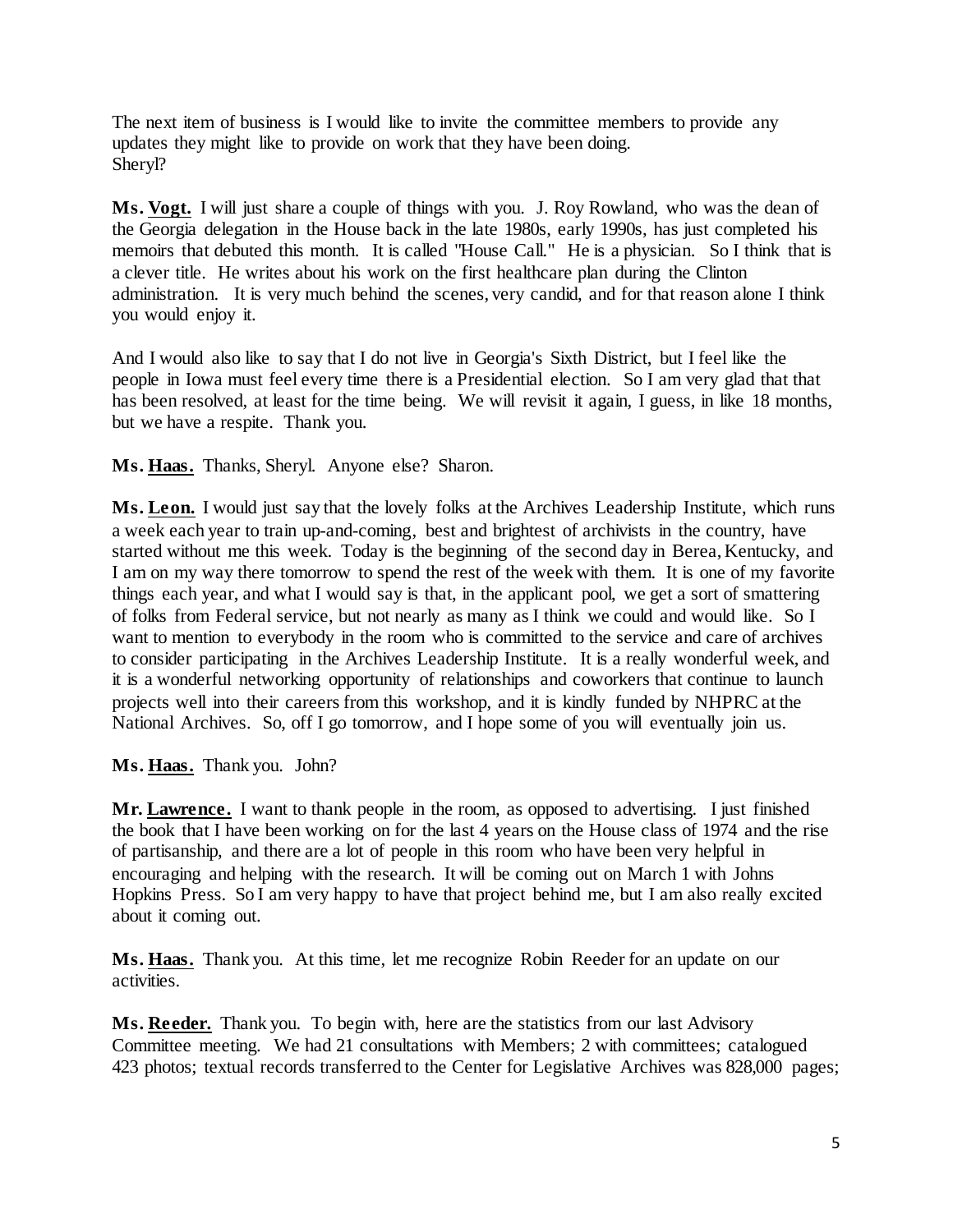The next item of business is I would like to invite the committee members to provide any updates they might like to provide on work that they have been doing.
Sheryl?

**Ms. Vogt.** I will just share a couple of things with you. J. Roy Rowland, who was the dean of the Georgia delegation in the House back in the late 1980s, early 1990s, has just completed his memoirs that debuted this month. It is called "House Call." He is a physician. So I think that is a clever title. He writes about his work on the first healthcare plan during the Clinton administration. It is very much behind the scenes, very candid, and for that reason alone I think you would enjoy it.

And I would also like to say that I do not live in Georgia's Sixth District, but I feel like the people in Iowa must feel every time there is a Presidential election. So I am very glad that that has been resolved, at least for the time being. We will revisit it again, I guess, in like 18 months, but we have a respite. Thank you.

**Ms. Haas.** Thanks, Sheryl. Anyone else? Sharon.

**Ms. Leon.** I would just say that the lovely folks at the Archives Leadership Institute, which runs a week each year to train up-and-coming, best and brightest of archivists in the country, have started without me this week. Today is the beginning of the second day in Berea, Kentucky, and I am on my way there tomorrow to spend the rest of the week with them. It is one of my favorite things each year, and what I would say is that, in the applicant pool, we get a sort of smattering of folks from Federal service, but not nearly as many as I think we could and would like. So I want to mention to everybody in the room who is committed to the service and care of archives to consider participating in the Archives Leadership Institute. It is a really wonderful week, and it is a wonderful networking opportunity of relationships and coworkers that continue to launch projects well into their careers from this workshop, and it is kindly funded by NHPRC at the National Archives. So, off I go tomorrow, and I hope some of you will eventually join us.

**Ms. Haas.** Thank you. John?

**Mr. Lawrence.** I want to thank people in the room, as opposed to advertising. I just finished the book that I have been working on for the last 4 years on the House class of 1974 and the rise of partisanship, and there are a lot of people in this room who have been very helpful in encouraging and helping with the research. It will be coming out on March 1 with Johns Hopkins Press. So I am very happy to have that project behind me, but I am also really excited about it coming out.

**Ms. Haas.** Thank you. At this time, let me recognize Robin Reeder for an update on our activities.

**Ms. Reeder.** Thank you. To begin with, here are the statistics from our last Advisory Committee meeting. We had 21 consultations with Members; 2 with committees; catalogued 423 photos; textual records transferred to the Center for Legislative Archives was 828,000 pages;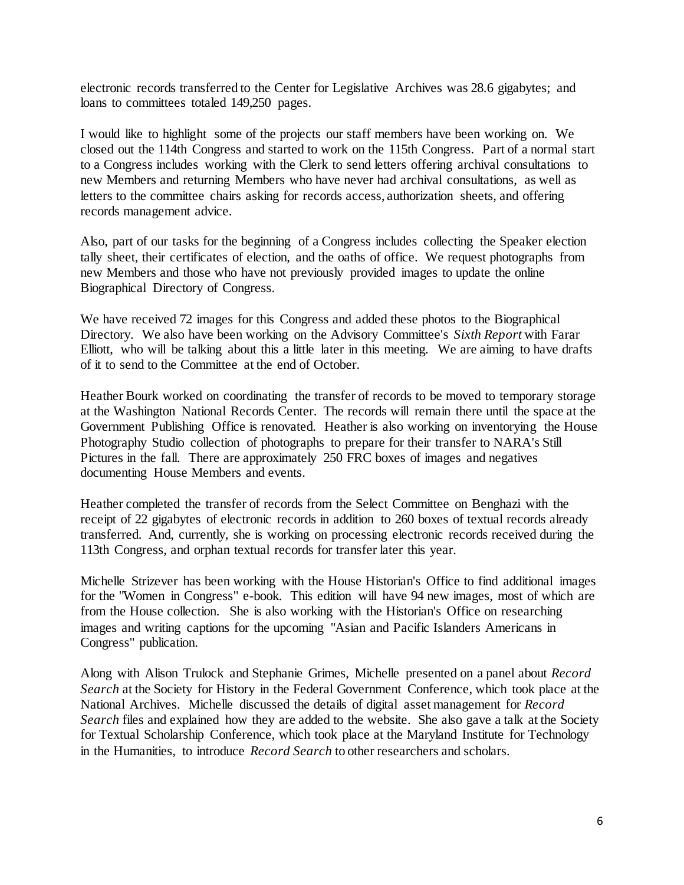electronic records transferred to the Center for Legislative Archives was 28.6 gigabytes; and loans to committees totaled 149,250 pages.

I would like to highlight some of the projects our staff members have been working on. We closed out the 114th Congress and started to work on the 115th Congress. Part of a normal start to a Congress includes working with the Clerk to send letters offering archival consultations to new Members and returning Members who have never had archival consultations, as well as letters to the committee chairs asking for records access, authorization sheets, and offering records management advice.

Also, part of our tasks for the beginning of a Congress includes collecting the Speaker election tally sheet, their certificates of election, and the oaths of office. We request photographs from new Members and those who have not previously provided images to update the online Biographical Directory of Congress.

We have received 72 images for this Congress and added these photos to the Biographical Directory. We also have been working on the Advisory Committee's *Sixth Report* with Farar Elliott, who will be talking about this a little later in this meeting. We are aiming to have drafts of it to send to the Committee at the end of October.

Heather Bourk worked on coordinating the transfer of records to be moved to temporary storage at the Washington National Records Center. The records will remain there until the space at the Government Publishing Office is renovated. Heather is also working on inventorying the House Photography Studio collection of photographs to prepare for their transfer to NARA's Still Pictures in the fall. There are approximately 250 FRC boxes of images and negatives documenting House Members and events.

Heather completed the transfer of records from the Select Committee on Benghazi with the receipt of 22 gigabytes of electronic records in addition to 260 boxes of textual records already transferred. And, currently, she is working on processing electronic records received during the 113th Congress, and orphan textual records for transfer later this year.

Michelle Strizever has been working with the House Historian's Office to find additional images for the "Women in Congress" e-book. This edition will have 94 new images, most of which are from the House collection. She is also working with the Historian's Office on researching images and writing captions for the upcoming "Asian and Pacific Islanders Americans in Congress" publication.

Along with Alison Trulock and Stephanie Grimes, Michelle presented on a panel about *Record Search* at the Society for History in the Federal Government Conference, which took place at the National Archives. Michelle discussed the details of digital asset management for *Record Search* files and explained how they are added to the website. She also gave a talk at the Society for Textual Scholarship Conference, which took place at the Maryland Institute for Technology in the Humanities, to introduce *Record Search* to other researchers and scholars.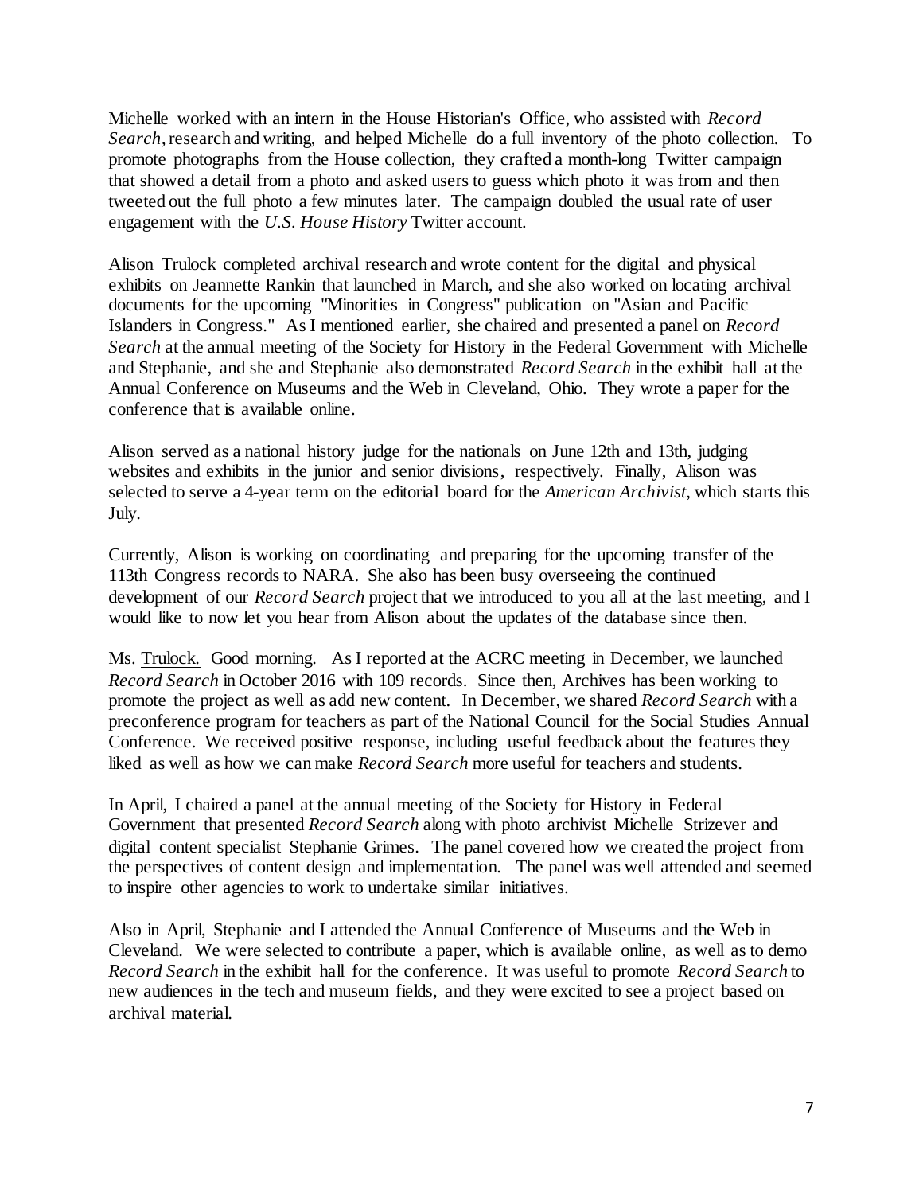Michelle worked with an intern in the House Historian's Office, who assisted with *Record Search*, research and writing, and helped Michelle do a full inventory of the photo collection. To promote photographs from the House collection, they crafted a month-long Twitter campaign that showed a detail from a photo and asked users to guess which photo it was from and then tweeted out the full photo a few minutes later. The campaign doubled the usual rate of user engagement with the *U.S. House History* Twitter account.

Alison Trulock completed archival research and wrote content for the digital and physical exhibits on Jeannette Rankin that launched in March, and she also worked on locating archival documents for the upcoming "Minorities in Congress" publication on "Asian and Pacific Islanders in Congress." As I mentioned earlier, she chaired and presented a panel on *Record Search* at the annual meeting of the Society for History in the Federal Government with Michelle and Stephanie, and she and Stephanie also demonstrated *Record Search* in the exhibit hall at the Annual Conference on Museums and the Web in Cleveland, Ohio. They wrote a paper for the conference that is available online.

Alison served as a national history judge for the nationals on June 12th and 13th, judging websites and exhibits in the junior and senior divisions, respectively. Finally, Alison was selected to serve a 4-year term on the editorial board for the *American Archivist*, which starts this July.

Currently, Alison is working on coordinating and preparing for the upcoming transfer of the 113th Congress records to NARA. She also has been busy overseeing the continued development of our *Record Search* project that we introduced to you all at the last meeting, and I would like to now let you hear from Alison about the updates of the database since then.

Ms. Trulock. Good morning. As I reported at the ACRC meeting in December, we launched *Record Search* in October 2016 with 109 records. Since then, Archives has been working to promote the project as well as add new content. In December, we shared *Record Search* with a preconference program for teachers as part of the National Council for the Social Studies Annual Conference. We received positive response, including useful feedback about the features they liked as well as how we can make *Record Search* more useful for teachers and students.

In April, I chaired a panel at the annual meeting of the Society for History in Federal Government that presented *Record Search* along with photo archivist Michelle Strizever and digital content specialist Stephanie Grimes. The panel covered how we created the project from the perspectives of content design and implementation. The panel was well attended and seemed to inspire other agencies to work to undertake similar initiatives.

Also in April, Stephanie and I attended the Annual Conference of Museums and the Web in Cleveland. We were selected to contribute a paper, which is available online, as well as to demo *Record Search* in the exhibit hall for the conference. It was useful to promote *Record Search* to new audiences in the tech and museum fields, and they were excited to see a project based on archival material.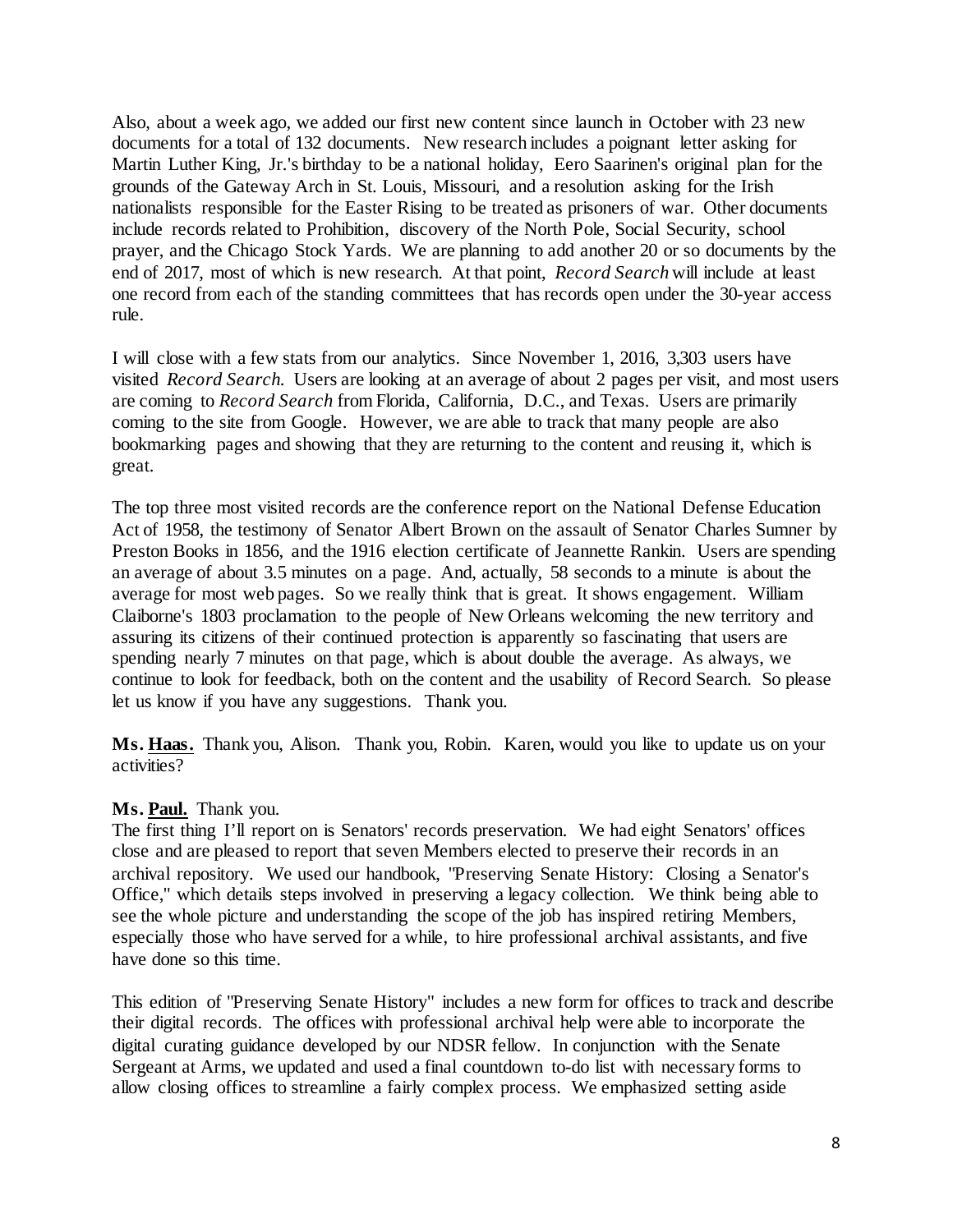Also, about a week ago, we added our first new content since launch in October with 23 new documents for a total of 132 documents. New research includes a poignant letter asking for Martin Luther King, Jr.'s birthday to be a national holiday, Eero Saarinen's original plan for the grounds of the Gateway Arch in St. Louis, Missouri, and a resolution asking for the Irish nationalists responsible for the Easter Rising to be treated as prisoners of war. Other documents include records related to Prohibition, discovery of the North Pole, Social Security, school prayer, and the Chicago Stock Yards. We are planning to add another 20 or so documents by the end of 2017, most of which is new research. At that point, *Record Search* will include at least one record from each of the standing committees that has records open under the 30-year access rule.

I will close with a few stats from our analytics. Since November 1, 2016, 3,303 users have visited *Record Search*. Users are looking at an average of about 2 pages per visit, and most users are coming to *Record Search* from Florida, California, D.C., and Texas. Users are primarily coming to the site from Google. However, we are able to track that many people are also bookmarking pages and showing that they are returning to the content and reusing it, which is great.

The top three most visited records are the conference report on the National Defense Education Act of 1958, the testimony of Senator Albert Brown on the assault of Senator Charles Sumner by Preston Books in 1856, and the 1916 election certificate of Jeannette Rankin. Users are spending an average of about 3.5 minutes on a page. And, actually, 58 seconds to a minute is about the average for most web pages. So we really think that is great. It shows engagement. William Claiborne's 1803 proclamation to the people of New Orleans welcoming the new territory and assuring its citizens of their continued protection is apparently so fascinating that users are spending nearly 7 minutes on that page, which is about double the average. As always, we continue to look for feedback, both on the content and the usability of Record Search. So please let us know if you have any suggestions. Thank you.

**Ms. Haas.** Thank you, Alison. Thank you, Robin. Karen, would you like to update us on your activities?

**Ms. Paul.** Thank you.
The first thing I'll report on is Senators' records preservation. We had eight Senators' offices close and are pleased to report that seven Members elected to preserve their records in an archival repository. We used our handbook, "Preserving Senate History: Closing a Senator's Office," which details steps involved in preserving a legacy collection. We think being able to see the whole picture and understanding the scope of the job has inspired retiring Members, especially those who have served for a while, to hire professional archival assistants, and five have done so this time.

This edition of "Preserving Senate History" includes a new form for offices to track and describe their digital records. The offices with professional archival help were able to incorporate the digital curating guidance developed by our NDSR fellow. In conjunction with the Senate Sergeant at Arms, we updated and used a final countdown to-do list with necessary forms to allow closing offices to streamline a fairly complex process. We emphasized setting aside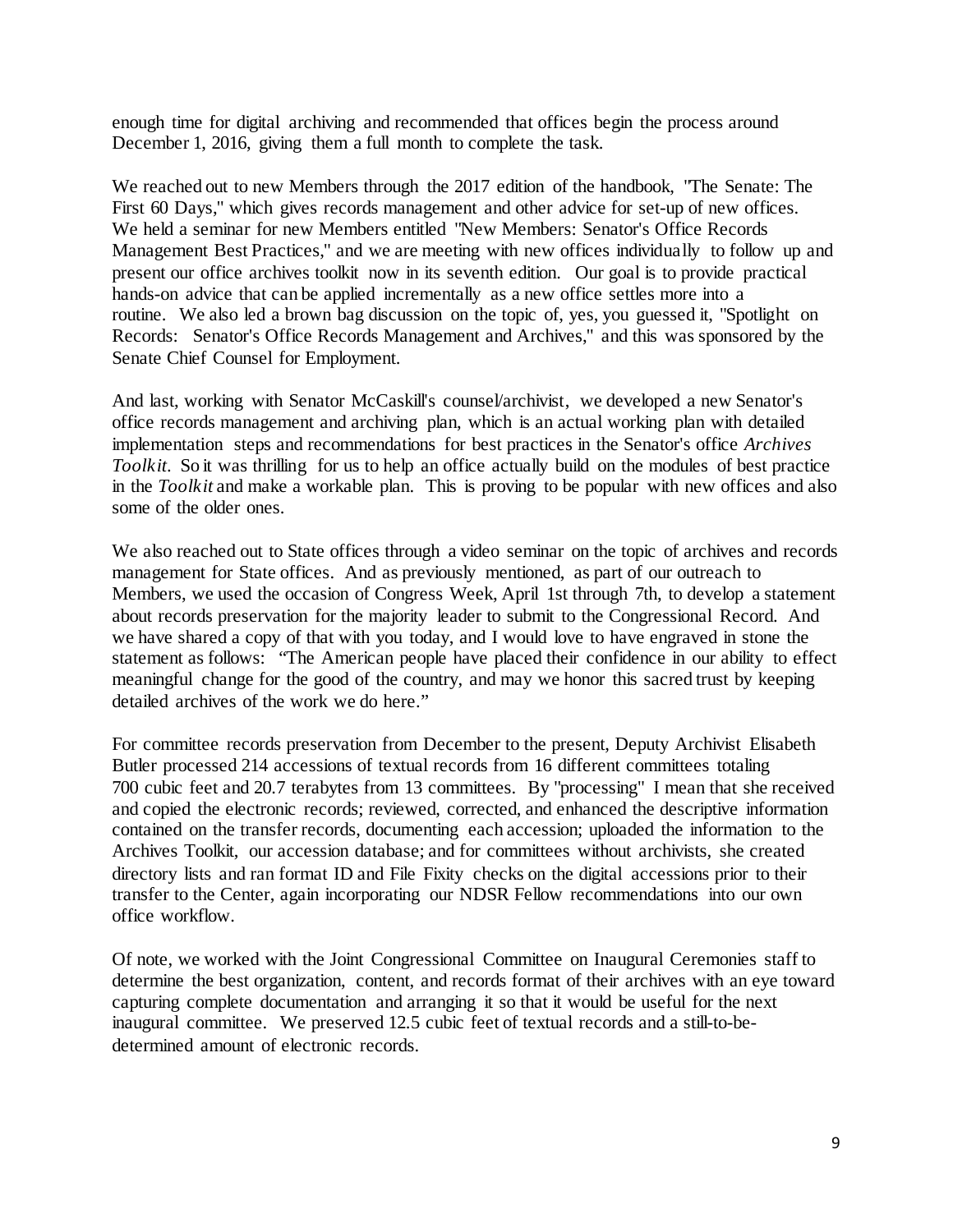enough time for digital archiving and recommended that offices begin the process around December 1, 2016, giving them a full month to complete the task.

We reached out to new Members through the 2017 edition of the handbook, "The Senate: The First 60 Days," which gives records management and other advice for set-up of new offices. We held a seminar for new Members entitled "New Members: Senator's Office Records Management Best Practices," and we are meeting with new offices individually to follow up and present our office archives toolkit now in its seventh edition. Our goal is to provide practical hands-on advice that can be applied incrementally as a new office settles more into a routine. We also led a brown bag discussion on the topic of, yes, you guessed it, "Spotlight on Records: Senator's Office Records Management and Archives," and this was sponsored by the Senate Chief Counsel for Employment.

And last, working with Senator McCaskill's counsel/archivist, we developed a new Senator's office records management and archiving plan, which is an actual working plan with detailed implementation steps and recommendations for best practices in the Senator's office *Archives Toolkit*. So it was thrilling for us to help an office actually build on the modules of best practice in the *Toolkit* and make a workable plan. This is proving to be popular with new offices and also some of the older ones.

We also reached out to State offices through a video seminar on the topic of archives and records management for State offices. And as previously mentioned, as part of our outreach to Members, we used the occasion of Congress Week, April 1st through 7th, to develop a statement about records preservation for the majority leader to submit to the Congressional Record. And we have shared a copy of that with you today, and I would love to have engraved in stone the statement as follows: "The American people have placed their confidence in our ability to effect meaningful change for the good of the country, and may we honor this sacred trust by keeping detailed archives of the work we do here."

For committee records preservation from December to the present, Deputy Archivist Elisabeth Butler processed 214 accessions of textual records from 16 different committees totaling 700 cubic feet and 20.7 terabytes from 13 committees. By "processing" I mean that she received and copied the electronic records; reviewed, corrected, and enhanced the descriptive information contained on the transfer records, documenting each accession; uploaded the information to the Archives Toolkit, our accession database; and for committees without archivists, she created directory lists and ran format ID and File Fixity checks on the digital accessions prior to their transfer to the Center, again incorporating our NDSR Fellow recommendations into our own office workflow.

Of note, we worked with the Joint Congressional Committee on Inaugural Ceremonies staff to determine the best organization, content, and records format of their archives with an eye toward capturing complete documentation and arranging it so that it would be useful for the next inaugural committee. We preserved 12.5 cubic feet of textual records and a still-to-be-determined amount of electronic records.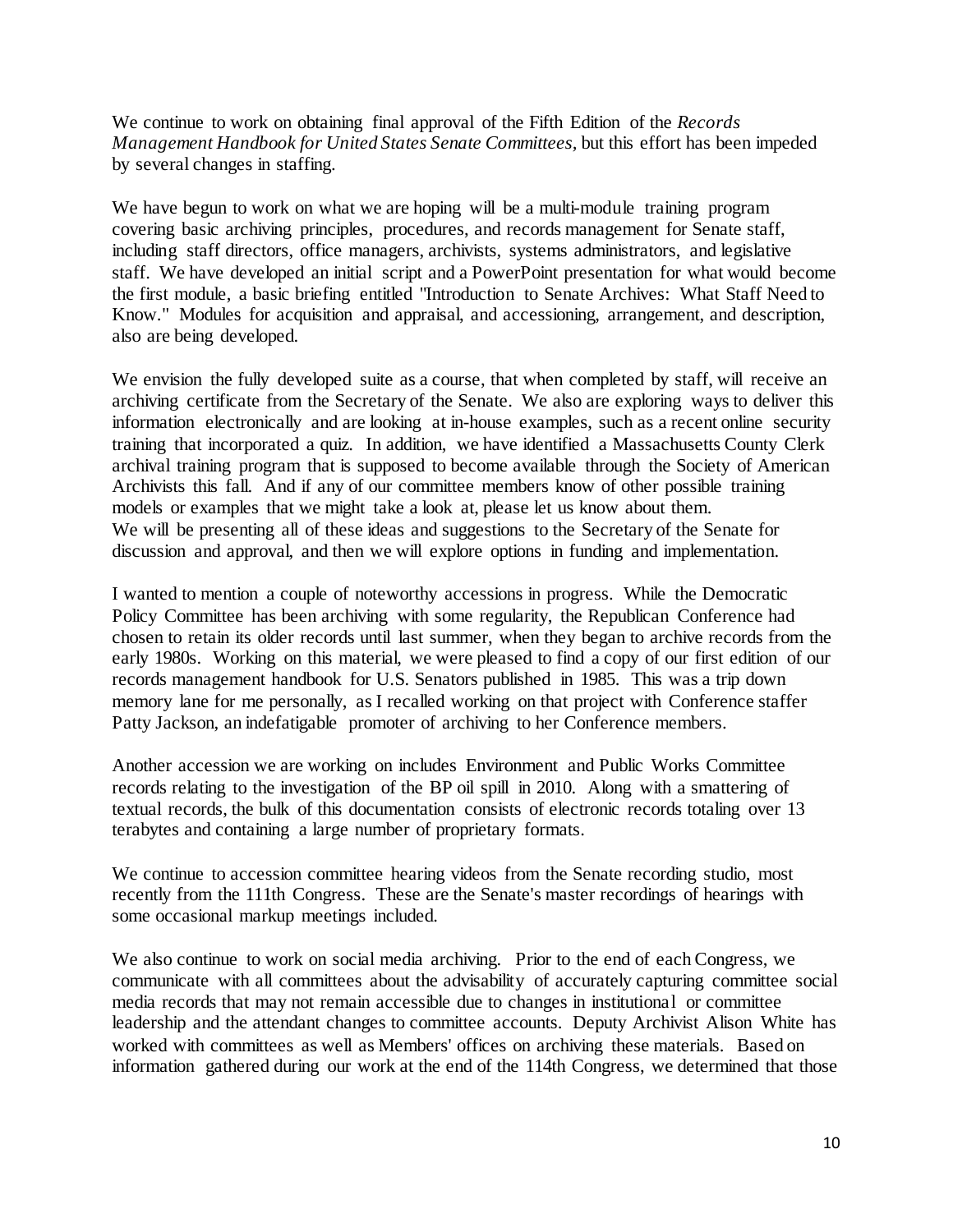We continue to work on obtaining final approval of the Fifth Edition of the *Records Management Handbook for United States Senate Committees*, but this effort has been impeded by several changes in staffing.

We have begun to work on what we are hoping will be a multi-module training program covering basic archiving principles, procedures, and records management for Senate staff, including staff directors, office managers, archivists, systems administrators, and legislative staff. We have developed an initial script and a PowerPoint presentation for what would become the first module, a basic briefing entitled "Introduction to Senate Archives: What Staff Need to Know." Modules for acquisition and appraisal, and accessioning, arrangement, and description, also are being developed.

We envision the fully developed suite as a course, that when completed by staff, will receive an archiving certificate from the Secretary of the Senate. We also are exploring ways to deliver this information electronically and are looking at in-house examples, such as a recent online security training that incorporated a quiz. In addition, we have identified a Massachusetts County Clerk archival training program that is supposed to become available through the Society of American Archivists this fall. And if any of our committee members know of other possible training models or examples that we might take a look at, please let us know about them.
We will be presenting all of these ideas and suggestions to the Secretary of the Senate for discussion and approval, and then we will explore options in funding and implementation.

I wanted to mention a couple of noteworthy accessions in progress. While the Democratic Policy Committee has been archiving with some regularity, the Republican Conference had chosen to retain its older records until last summer, when they began to archive records from the early 1980s. Working on this material, we were pleased to find a copy of our first edition of our records management handbook for U.S. Senators published in 1985. This was a trip down memory lane for me personally, as I recalled working on that project with Conference staffer Patty Jackson, an indefatigable promoter of archiving to her Conference members.

Another accession we are working on includes Environment and Public Works Committee records relating to the investigation of the BP oil spill in 2010. Along with a smattering of textual records, the bulk of this documentation consists of electronic records totaling over 13 terabytes and containing a large number of proprietary formats.

We continue to accession committee hearing videos from the Senate recording studio, most recently from the 111th Congress. These are the Senate's master recordings of hearings with some occasional markup meetings included.

We also continue to work on social media archiving. Prior to the end of each Congress, we communicate with all committees about the advisability of accurately capturing committee social media records that may not remain accessible due to changes in institutional or committee leadership and the attendant changes to committee accounts. Deputy Archivist Alison White has worked with committees as well as Members' offices on archiving these materials. Based on information gathered during our work at the end of the 114th Congress, we determined that those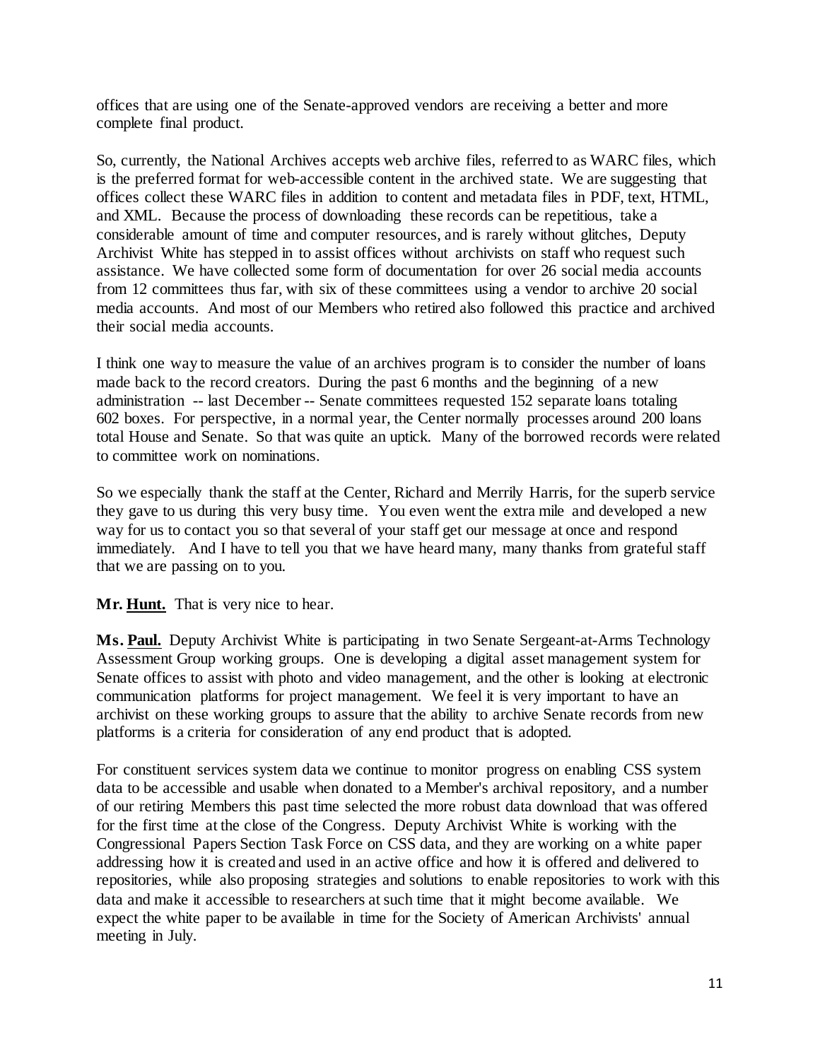offices that are using one of the Senate-approved vendors are receiving a better and more complete final product.

So, currently, the National Archives accepts web archive files, referred to as WARC files, which is the preferred format for web-accessible content in the archived state. We are suggesting that offices collect these WARC files in addition to content and metadata files in PDF, text, HTML, and XML. Because the process of downloading these records can be repetitious, take a considerable amount of time and computer resources, and is rarely without glitches, Deputy Archivist White has stepped in to assist offices without archivists on staff who request such assistance. We have collected some form of documentation for over 26 social media accounts from 12 committees thus far, with six of these committees using a vendor to archive 20 social media accounts. And most of our Members who retired also followed this practice and archived their social media accounts.

I think one way to measure the value of an archives program is to consider the number of loans made back to the record creators. During the past 6 months and the beginning of a new administration -- last December -- Senate committees requested 152 separate loans totaling 602 boxes. For perspective, in a normal year, the Center normally processes around 200 loans total House and Senate. So that was quite an uptick. Many of the borrowed records were related to committee work on nominations.

So we especially thank the staff at the Center, Richard and Merrily Harris, for the superb service they gave to us during this very busy time. You even went the extra mile and developed a new way for us to contact you so that several of your staff get our message at once and respond immediately. And I have to tell you that we have heard many, many thanks from grateful staff that we are passing on to you.

**Mr. Hunt.** That is very nice to hear.

**Ms. Paul.** Deputy Archivist White is participating in two Senate Sergeant-at-Arms Technology Assessment Group working groups. One is developing a digital asset management system for Senate offices to assist with photo and video management, and the other is looking at electronic communication platforms for project management. We feel it is very important to have an archivist on these working groups to assure that the ability to archive Senate records from new platforms is a criteria for consideration of any end product that is adopted.

For constituent services system data we continue to monitor progress on enabling CSS system data to be accessible and usable when donated to a Member's archival repository, and a number of our retiring Members this past time selected the more robust data download that was offered for the first time at the close of the Congress. Deputy Archivist White is working with the Congressional Papers Section Task Force on CSS data, and they are working on a white paper addressing how it is created and used in an active office and how it is offered and delivered to repositories, while also proposing strategies and solutions to enable repositories to work with this data and make it accessible to researchers at such time that it might become available. We expect the white paper to be available in time for the Society of American Archivists' annual meeting in July.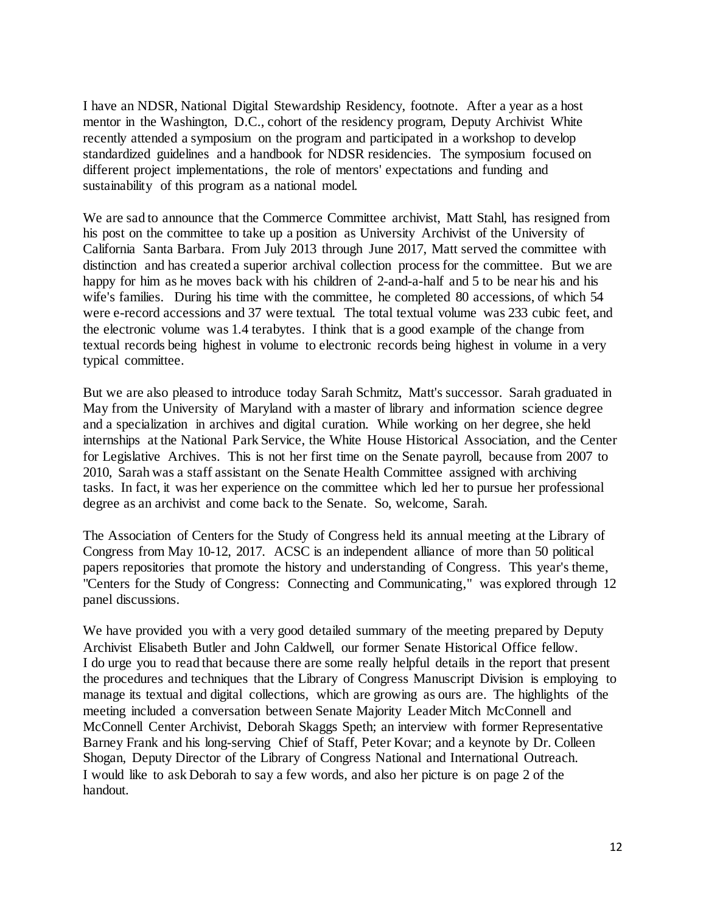I have an NDSR, National Digital Stewardship Residency, footnote. After a year as a host mentor in the Washington, D.C., cohort of the residency program, Deputy Archivist White recently attended a symposium on the program and participated in a workshop to develop standardized guidelines and a handbook for NDSR residencies. The symposium focused on different project implementations, the role of mentors' expectations and funding and sustainability of this program as a national model.

We are sad to announce that the Commerce Committee archivist, Matt Stahl, has resigned from his post on the committee to take up a position as University Archivist of the University of California Santa Barbara. From July 2013 through June 2017, Matt served the committee with distinction and has created a superior archival collection process for the committee. But we are happy for him as he moves back with his children of 2-and-a-half and 5 to be near his and his wife's families. During his time with the committee, he completed 80 accessions, of which 54 were e-record accessions and 37 were textual. The total textual volume was 233 cubic feet, and the electronic volume was 1.4 terabytes. I think that is a good example of the change from textual records being highest in volume to electronic records being highest in volume in a very typical committee.

But we are also pleased to introduce today Sarah Schmitz, Matt's successor. Sarah graduated in May from the University of Maryland with a master of library and information science degree and a specialization in archives and digital curation. While working on her degree, she held internships at the National Park Service, the White House Historical Association, and the Center for Legislative Archives. This is not her first time on the Senate payroll, because from 2007 to 2010, Sarah was a staff assistant on the Senate Health Committee assigned with archiving tasks. In fact, it was her experience on the committee which led her to pursue her professional degree as an archivist and come back to the Senate. So, welcome, Sarah.

The Association of Centers for the Study of Congress held its annual meeting at the Library of Congress from May 10-12, 2017. ACSC is an independent alliance of more than 50 political papers repositories that promote the history and understanding of Congress. This year's theme, "Centers for the Study of Congress: Connecting and Communicating," was explored through 12 panel discussions.

We have provided you with a very good detailed summary of the meeting prepared by Deputy Archivist Elisabeth Butler and John Caldwell, our former Senate Historical Office fellow. I do urge you to read that because there are some really helpful details in the report that present the procedures and techniques that the Library of Congress Manuscript Division is employing to manage its textual and digital collections, which are growing as ours are. The highlights of the meeting included a conversation between Senate Majority Leader Mitch McConnell and McConnell Center Archivist, Deborah Skaggs Speth; an interview with former Representative Barney Frank and his long-serving Chief of Staff, Peter Kovar; and a keynote by Dr. Colleen Shogan, Deputy Director of the Library of Congress National and International Outreach. I would like to ask Deborah to say a few words, and also her picture is on page 2 of the handout.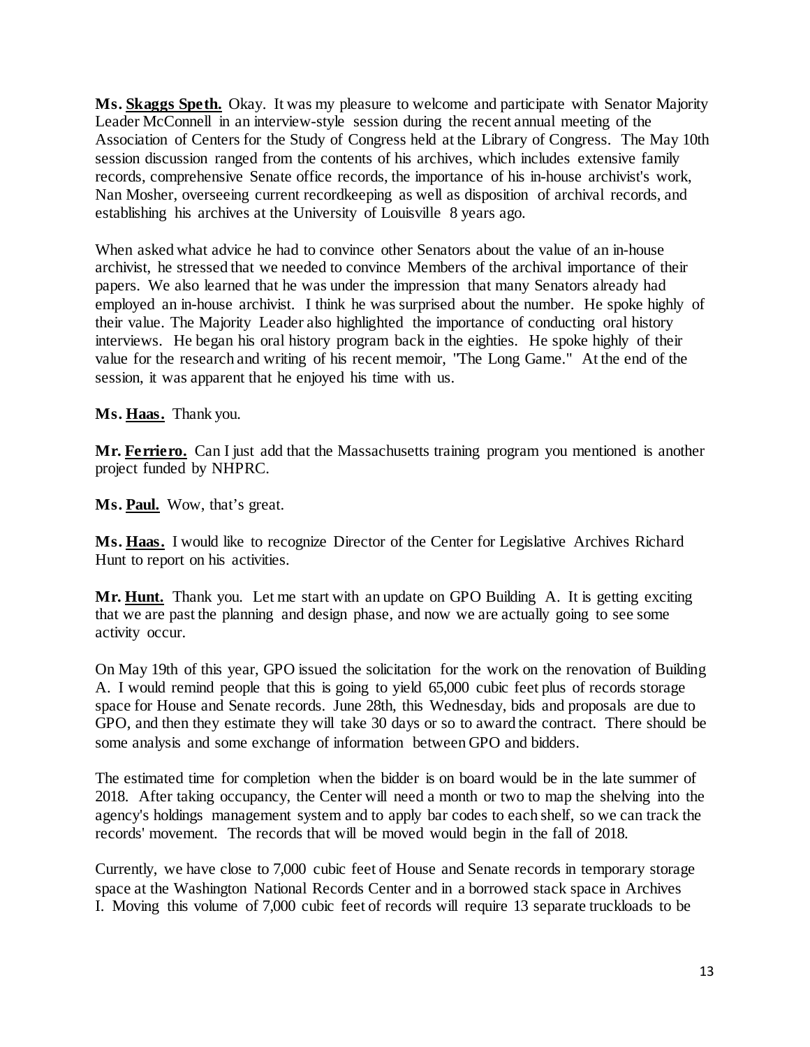**Ms. Skaggs Speth.** Okay. It was my pleasure to welcome and participate with Senator Majority Leader McConnell in an interview-style session during the recent annual meeting of the Association of Centers for the Study of Congress held at the Library of Congress. The May 10th session discussion ranged from the contents of his archives, which includes extensive family records, comprehensive Senate office records, the importance of his in-house archivist's work, Nan Mosher, overseeing current recordkeeping as well as disposition of archival records, and establishing his archives at the University of Louisville 8 years ago.

When asked what advice he had to convince other Senators about the value of an in-house archivist, he stressed that we needed to convince Members of the archival importance of their papers. We also learned that he was under the impression that many Senators already had employed an in-house archivist. I think he was surprised about the number. He spoke highly of their value. The Majority Leader also highlighted the importance of conducting oral history interviews. He began his oral history program back in the eighties. He spoke highly of their value for the research and writing of his recent memoir, "The Long Game." At the end of the session, it was apparent that he enjoyed his time with us.

**Ms. Haas.** Thank you.

**Mr. Ferriero.** Can I just add that the Massachusetts training program you mentioned is another project funded by NHPRC.

**Ms. Paul.** Wow, that's great.

**Ms. Haas.** I would like to recognize Director of the Center for Legislative Archives Richard Hunt to report on his activities.

**Mr. Hunt.** Thank you. Let me start with an update on GPO Building A. It is getting exciting that we are past the planning and design phase, and now we are actually going to see some activity occur.

On May 19th of this year, GPO issued the solicitation for the work on the renovation of Building A. I would remind people that this is going to yield 65,000 cubic feet plus of records storage space for House and Senate records. June 28th, this Wednesday, bids and proposals are due to GPO, and then they estimate they will take 30 days or so to award the contract. There should be some analysis and some exchange of information between GPO and bidders.

The estimated time for completion when the bidder is on board would be in the late summer of 2018. After taking occupancy, the Center will need a month or two to map the shelving into the agency's holdings management system and to apply bar codes to each shelf, so we can track the records' movement. The records that will be moved would begin in the fall of 2018.

Currently, we have close to 7,000 cubic feet of House and Senate records in temporary storage space at the Washington National Records Center and in a borrowed stack space in Archives I. Moving this volume of 7,000 cubic feet of records will require 13 separate truckloads to be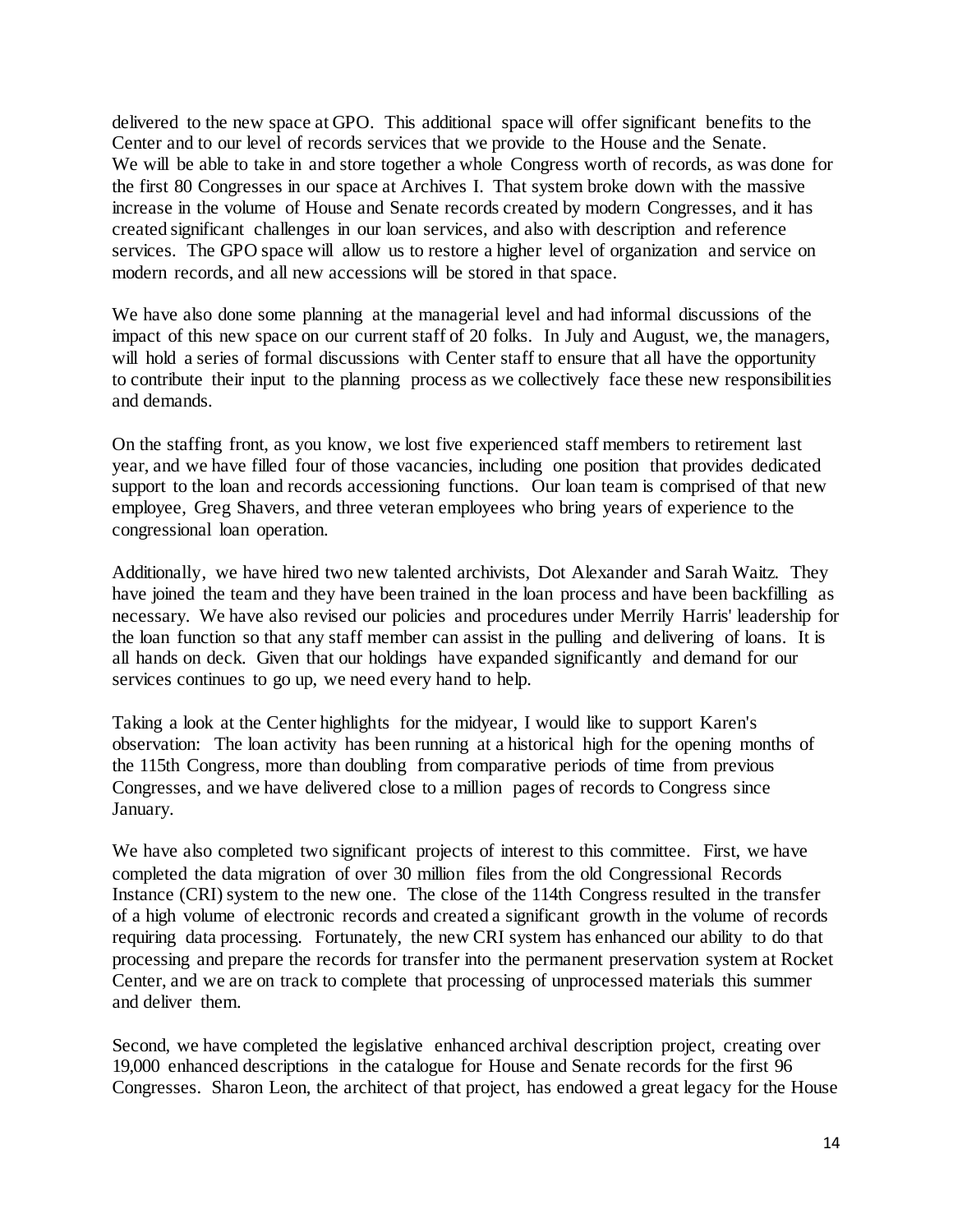delivered to the new space at GPO. This additional space will offer significant benefits to the Center and to our level of records services that we provide to the House and the Senate. We will be able to take in and store together a whole Congress worth of records, as was done for the first 80 Congresses in our space at Archives I. That system broke down with the massive increase in the volume of House and Senate records created by modern Congresses, and it has created significant challenges in our loan services, and also with description and reference services. The GPO space will allow us to restore a higher level of organization and service on modern records, and all new accessions will be stored in that space.

We have also done some planning at the managerial level and had informal discussions of the impact of this new space on our current staff of 20 folks. In July and August, we, the managers, will hold a series of formal discussions with Center staff to ensure that all have the opportunity to contribute their input to the planning process as we collectively face these new responsibilities and demands.

On the staffing front, as you know, we lost five experienced staff members to retirement last year, and we have filled four of those vacancies, including one position that provides dedicated support to the loan and records accessioning functions. Our loan team is comprised of that new employee, Greg Shavers, and three veteran employees who bring years of experience to the congressional loan operation.

Additionally, we have hired two new talented archivists, Dot Alexander and Sarah Waitz. They have joined the team and they have been trained in the loan process and have been backfilling as necessary. We have also revised our policies and procedures under Merrily Harris' leadership for the loan function so that any staff member can assist in the pulling and delivering of loans. It is all hands on deck. Given that our holdings have expanded significantly and demand for our services continues to go up, we need every hand to help.

Taking a look at the Center highlights for the midyear, I would like to support Karen's observation: The loan activity has been running at a historical high for the opening months of the 115th Congress, more than doubling from comparative periods of time from previous Congresses, and we have delivered close to a million pages of records to Congress since January.

We have also completed two significant projects of interest to this committee. First, we have completed the data migration of over 30 million files from the old Congressional Records Instance (CRI) system to the new one. The close of the 114th Congress resulted in the transfer of a high volume of electronic records and created a significant growth in the volume of records requiring data processing. Fortunately, the new CRI system has enhanced our ability to do that processing and prepare the records for transfer into the permanent preservation system at Rocket Center, and we are on track to complete that processing of unprocessed materials this summer and deliver them.

Second, we have completed the legislative enhanced archival description project, creating over 19,000 enhanced descriptions in the catalogue for House and Senate records for the first 96 Congresses. Sharon Leon, the architect of that project, has endowed a great legacy for the House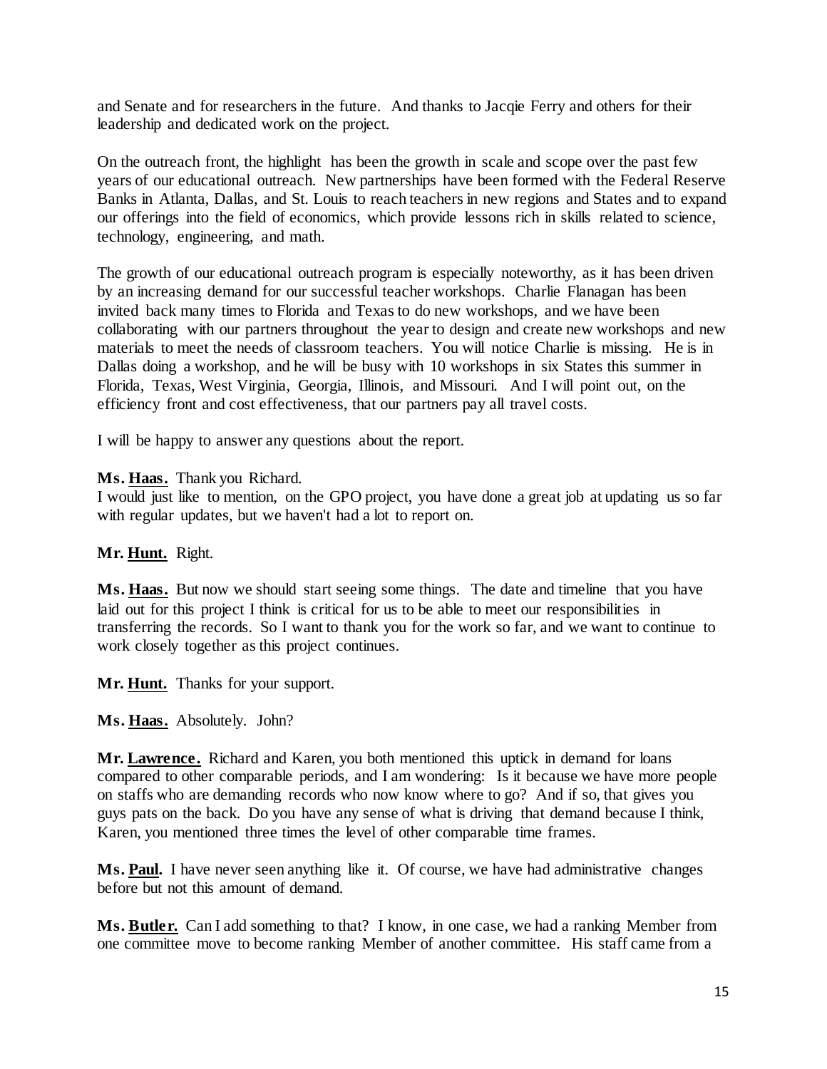and Senate and for researchers in the future. And thanks to Jacqie Ferry and others for their leadership and dedicated work on the project.

On the outreach front, the highlight has been the growth in scale and scope over the past few years of our educational outreach. New partnerships have been formed with the Federal Reserve Banks in Atlanta, Dallas, and St. Louis to reach teachers in new regions and States and to expand our offerings into the field of economics, which provide lessons rich in skills related to science, technology, engineering, and math.

The growth of our educational outreach program is especially noteworthy, as it has been driven by an increasing demand for our successful teacher workshops. Charlie Flanagan has been invited back many times to Florida and Texas to do new workshops, and we have been collaborating with our partners throughout the year to design and create new workshops and new materials to meet the needs of classroom teachers. You will notice Charlie is missing. He is in Dallas doing a workshop, and he will be busy with 10 workshops in six States this summer in Florida, Texas, West Virginia, Georgia, Illinois, and Missouri. And I will point out, on the efficiency front and cost effectiveness, that our partners pay all travel costs.

I will be happy to answer any questions about the report.

**Ms. <u>Haas</u>.** Thank you Richard.
I would just like to mention, on the GPO project, you have done a great job at updating us so far with regular updates, but we haven't had a lot to report on.

**Mr. <u>Hunt</u>.** Right.

**Ms. <u>Haas</u>.** But now we should start seeing some things. The date and timeline that you have laid out for this project I think is critical for us to be able to meet our responsibilities in transferring the records. So I want to thank you for the work so far, and we want to continue to work closely together as this project continues.

**Mr. <u>Hunt</u>.** Thanks for your support.

**Ms. <u>Haas</u>.** Absolutely. John?

**Mr. <u>Lawrence</u>.** Richard and Karen, you both mentioned this uptick in demand for loans compared to other comparable periods, and I am wondering: Is it because we have more people on staffs who are demanding records who now know where to go? And if so, that gives you guys pats on the back. Do you have any sense of what is driving that demand because I think, Karen, you mentioned three times the level of other comparable time frames.

**Ms. <u>Paul</u>.** I have never seen anything like it. Of course, we have had administrative changes before but not this amount of demand.

**Ms. <u>Butler</u>.** Can I add something to that? I know, in one case, we had a ranking Member from one committee move to become ranking Member of another committee. His staff came from a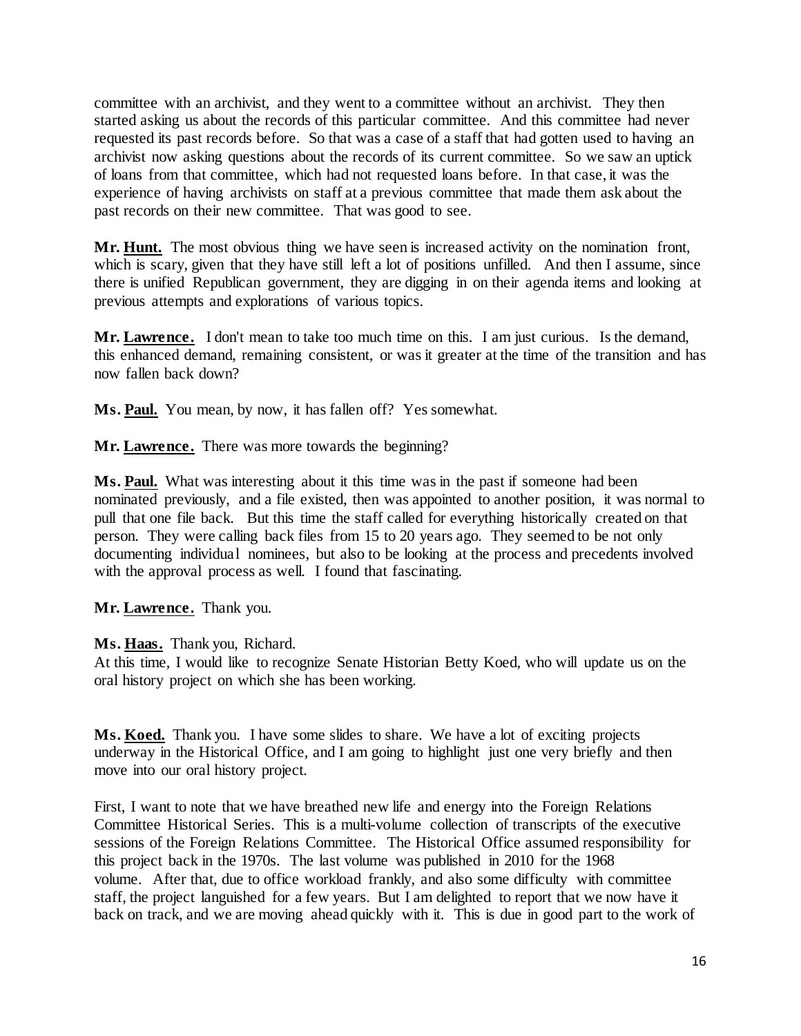committee with an archivist, and they went to a committee without an archivist. They then started asking us about the records of this particular committee. And this committee had never requested its past records before. So that was a case of a staff that had gotten used to having an archivist now asking questions about the records of its current committee. So we saw an uptick of loans from that committee, which had not requested loans before. In that case, it was the experience of having archivists on staff at a previous committee that made them ask about the past records on their new committee. That was good to see.

**Mr. Hunt.** The most obvious thing we have seen is increased activity on the nomination front, which is scary, given that they have still left a lot of positions unfilled. And then I assume, since there is unified Republican government, they are digging in on their agenda items and looking at previous attempts and explorations of various topics.

**Mr. Lawrence.** I don't mean to take too much time on this. I am just curious. Is the demand, this enhanced demand, remaining consistent, or was it greater at the time of the transition and has now fallen back down?

**Ms. Paul.** You mean, by now, it has fallen off? Yes somewhat.

**Mr. Lawrence.** There was more towards the beginning?

**Ms. Paul.** What was interesting about it this time was in the past if someone had been nominated previously, and a file existed, then was appointed to another position, it was normal to pull that one file back. But this time the staff called for everything historically created on that person. They were calling back files from 15 to 20 years ago. They seemed to be not only documenting individual nominees, but also to be looking at the process and precedents involved with the approval process as well. I found that fascinating.

**Mr. Lawrence.** Thank you.

**Ms. Haas.** Thank you, Richard.
At this time, I would like to recognize Senate Historian Betty Koed, who will update us on the oral history project on which she has been working.

**Ms. Koed.** Thank you. I have some slides to share. We have a lot of exciting projects underway in the Historical Office, and I am going to highlight just one very briefly and then move into our oral history project.

First, I want to note that we have breathed new life and energy into the Foreign Relations Committee Historical Series. This is a multi-volume collection of transcripts of the executive sessions of the Foreign Relations Committee. The Historical Office assumed responsibility for this project back in the 1970s. The last volume was published in 2010 for the 1968 volume. After that, due to office workload frankly, and also some difficulty with committee staff, the project languished for a few years. But I am delighted to report that we now have it back on track, and we are moving ahead quickly with it. This is due in good part to the work of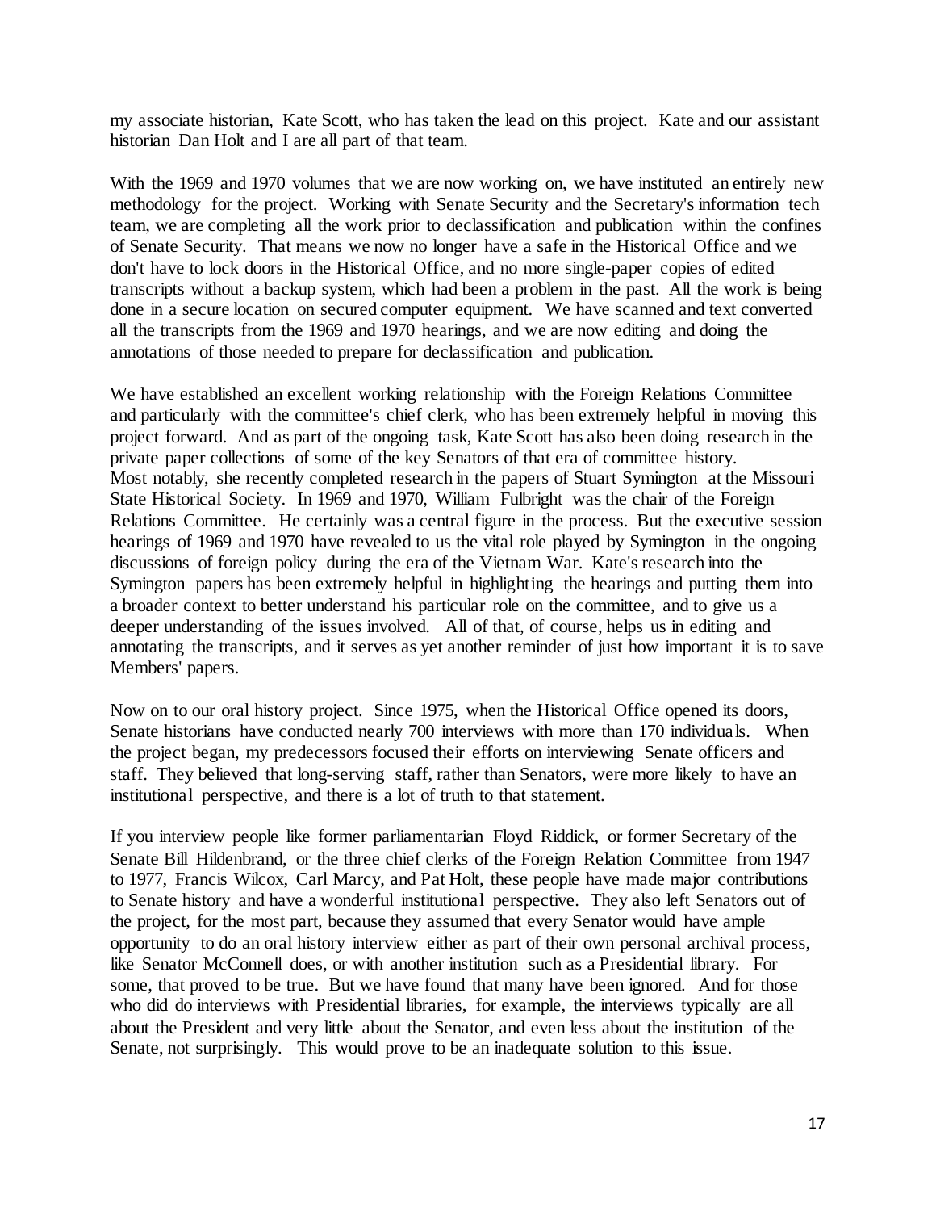my associate historian, Kate Scott, who has taken the lead on this project. Kate and our assistant historian Dan Holt and I are all part of that team.

With the 1969 and 1970 volumes that we are now working on, we have instituted an entirely new methodology for the project. Working with Senate Security and the Secretary's information tech team, we are completing all the work prior to declassification and publication within the confines of Senate Security. That means we now no longer have a safe in the Historical Office and we don't have to lock doors in the Historical Office, and no more single-paper copies of edited transcripts without a backup system, which had been a problem in the past. All the work is being done in a secure location on secured computer equipment. We have scanned and text converted all the transcripts from the 1969 and 1970 hearings, and we are now editing and doing the annotations of those needed to prepare for declassification and publication.

We have established an excellent working relationship with the Foreign Relations Committee and particularly with the committee's chief clerk, who has been extremely helpful in moving this project forward. And as part of the ongoing task, Kate Scott has also been doing research in the private paper collections of some of the key Senators of that era of committee history. Most notably, she recently completed research in the papers of Stuart Symington at the Missouri State Historical Society. In 1969 and 1970, William Fulbright was the chair of the Foreign Relations Committee. He certainly was a central figure in the process. But the executive session hearings of 1969 and 1970 have revealed to us the vital role played by Symington in the ongoing discussions of foreign policy during the era of the Vietnam War. Kate's research into the Symington papers has been extremely helpful in highlighting the hearings and putting them into a broader context to better understand his particular role on the committee, and to give us a deeper understanding of the issues involved. All of that, of course, helps us in editing and annotating the transcripts, and it serves as yet another reminder of just how important it is to save Members' papers.

Now on to our oral history project. Since 1975, when the Historical Office opened its doors, Senate historians have conducted nearly 700 interviews with more than 170 individuals. When the project began, my predecessors focused their efforts on interviewing Senate officers and staff. They believed that long-serving staff, rather than Senators, were more likely to have an institutional perspective, and there is a lot of truth to that statement.

If you interview people like former parliamentarian Floyd Riddick, or former Secretary of the Senate Bill Hildenbrand, or the three chief clerks of the Foreign Relation Committee from 1947 to 1977, Francis Wilcox, Carl Marcy, and Pat Holt, these people have made major contributions to Senate history and have a wonderful institutional perspective. They also left Senators out of the project, for the most part, because they assumed that every Senator would have ample opportunity to do an oral history interview either as part of their own personal archival process, like Senator McConnell does, or with another institution such as a Presidential library. For some, that proved to be true. But we have found that many have been ignored. And for those who did do interviews with Presidential libraries, for example, the interviews typically are all about the President and very little about the Senator, and even less about the institution of the Senate, not surprisingly. This would prove to be an inadequate solution to this issue.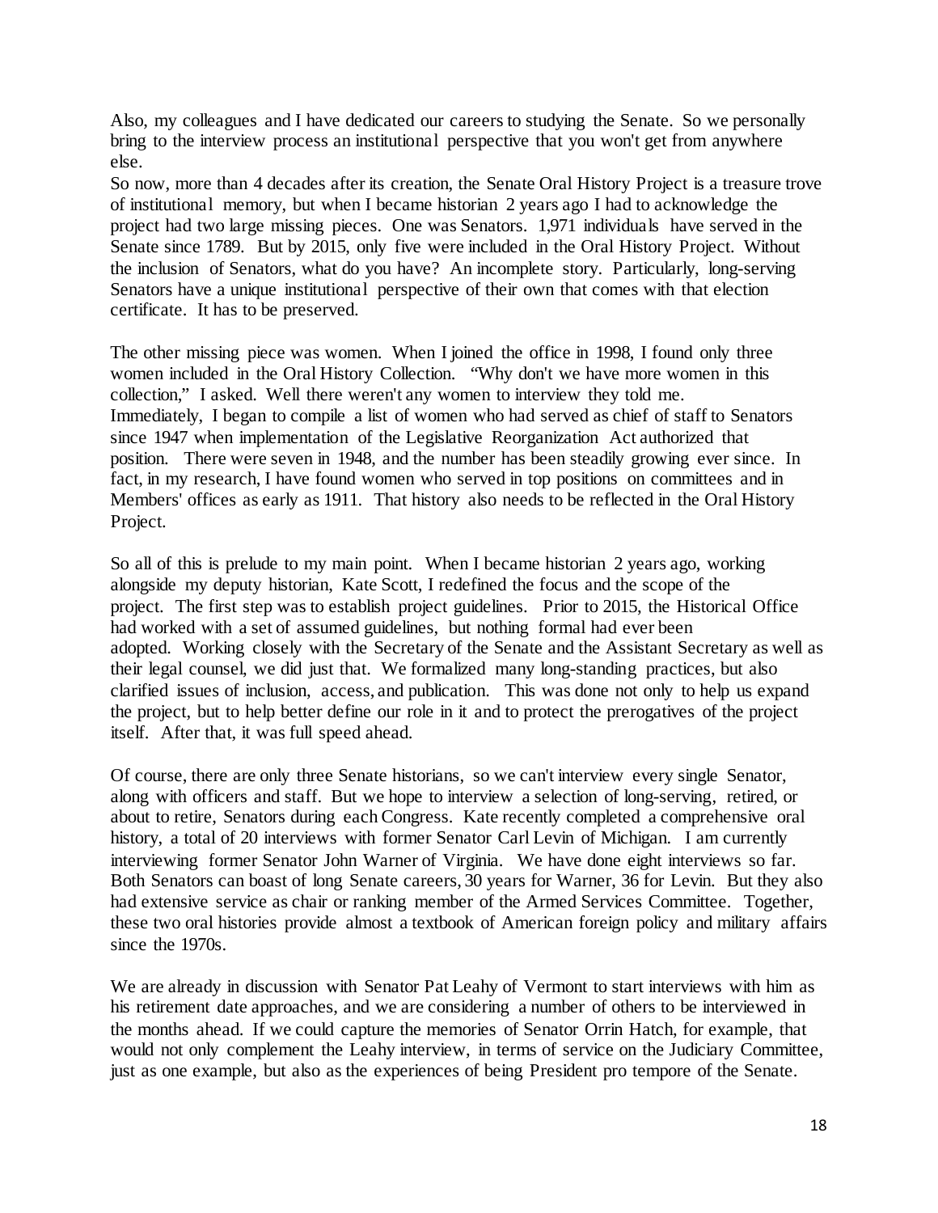Also, my colleagues and I have dedicated our careers to studying the Senate. So we personally bring to the interview process an institutional perspective that you won't get from anywhere else.

So now, more than 4 decades after its creation, the Senate Oral History Project is a treasure trove of institutional memory, but when I became historian 2 years ago I had to acknowledge the project had two large missing pieces. One was Senators. 1,971 individuals have served in the Senate since 1789. But by 2015, only five were included in the Oral History Project. Without the inclusion of Senators, what do you have? An incomplete story. Particularly, long-serving Senators have a unique institutional perspective of their own that comes with that election certificate. It has to be preserved.

The other missing piece was women. When I joined the office in 1998, I found only three women included in the Oral History Collection. "Why don't we have more women in this collection," I asked. Well there weren't any women to interview they told me. Immediately, I began to compile a list of women who had served as chief of staff to Senators since 1947 when implementation of the Legislative Reorganization Act authorized that position. There were seven in 1948, and the number has been steadily growing ever since. In fact, in my research, I have found women who served in top positions on committees and in Members' offices as early as 1911. That history also needs to be reflected in the Oral History Project.

So all of this is prelude to my main point. When I became historian 2 years ago, working alongside my deputy historian, Kate Scott, I redefined the focus and the scope of the project. The first step was to establish project guidelines. Prior to 2015, the Historical Office had worked with a set of assumed guidelines, but nothing formal had ever been adopted. Working closely with the Secretary of the Senate and the Assistant Secretary as well as their legal counsel, we did just that. We formalized many long-standing practices, but also clarified issues of inclusion, access, and publication. This was done not only to help us expand the project, but to help better define our role in it and to protect the prerogatives of the project itself. After that, it was full speed ahead.

Of course, there are only three Senate historians, so we can't interview every single Senator, along with officers and staff. But we hope to interview a selection of long-serving, retired, or about to retire, Senators during each Congress. Kate recently completed a comprehensive oral history, a total of 20 interviews with former Senator Carl Levin of Michigan. I am currently interviewing former Senator John Warner of Virginia. We have done eight interviews so far. Both Senators can boast of long Senate careers, 30 years for Warner, 36 for Levin. But they also had extensive service as chair or ranking member of the Armed Services Committee. Together, these two oral histories provide almost a textbook of American foreign policy and military affairs since the 1970s.

We are already in discussion with Senator Pat Leahy of Vermont to start interviews with him as his retirement date approaches, and we are considering a number of others to be interviewed in the months ahead. If we could capture the memories of Senator Orrin Hatch, for example, that would not only complement the Leahy interview, in terms of service on the Judiciary Committee, just as one example, but also as the experiences of being President pro tempore of the Senate.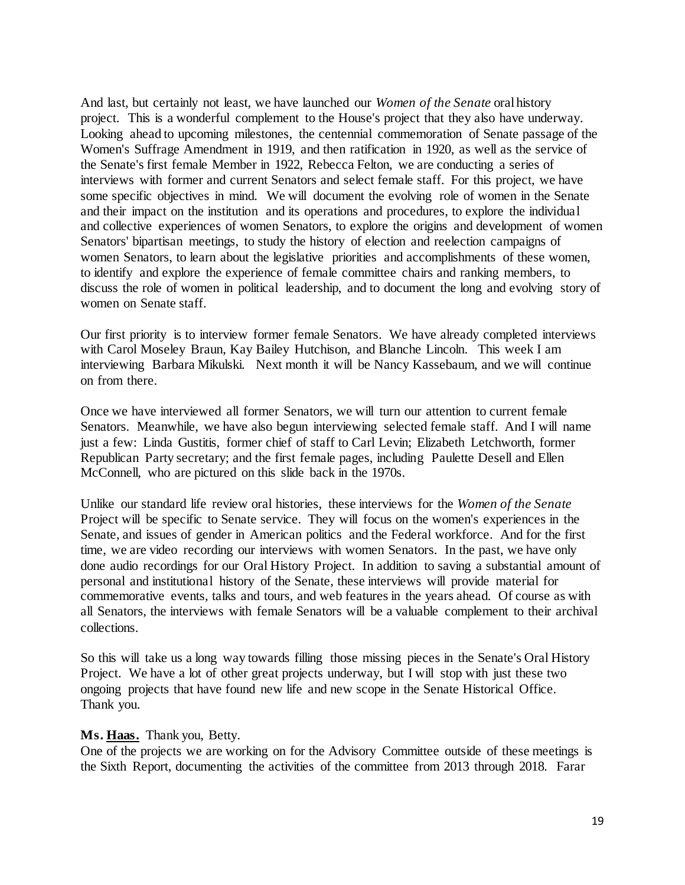And last, but certainly not least, we have launched our *Women of the Senate* oral history project. This is a wonderful complement to the House's project that they also have underway. Looking ahead to upcoming milestones, the centennial commemoration of Senate passage of the Women's Suffrage Amendment in 1919, and then ratification in 1920, as well as the service of the Senate's first female Member in 1922, Rebecca Felton, we are conducting a series of interviews with former and current Senators and select female staff. For this project, we have some specific objectives in mind. We will document the evolving role of women in the Senate and their impact on the institution and its operations and procedures, to explore the individual and collective experiences of women Senators, to explore the origins and development of women Senators' bipartisan meetings, to study the history of election and reelection campaigns of women Senators, to learn about the legislative priorities and accomplishments of these women, to identify and explore the experience of female committee chairs and ranking members, to discuss the role of women in political leadership, and to document the long and evolving story of women on Senate staff.

Our first priority is to interview former female Senators. We have already completed interviews with Carol Moseley Braun, Kay Bailey Hutchison, and Blanche Lincoln. This week I am interviewing Barbara Mikulski. Next month it will be Nancy Kassebaum, and we will continue on from there.

Once we have interviewed all former Senators, we will turn our attention to current female Senators. Meanwhile, we have also begun interviewing selected female staff. And I will name just a few: Linda Gustitis, former chief of staff to Carl Levin; Elizabeth Letchworth, former Republican Party secretary; and the first female pages, including Paulette Desell and Ellen McConnell, who are pictured on this slide back in the 1970s.

Unlike our standard life review oral histories, these interviews for the *Women of the Senate* Project will be specific to Senate service. They will focus on the women's experiences in the Senate, and issues of gender in American politics and the Federal workforce. And for the first time, we are video recording our interviews with women Senators. In the past, we have only done audio recordings for our Oral History Project. In addition to saving a substantial amount of personal and institutional history of the Senate, these interviews will provide material for commemorative events, talks and tours, and web features in the years ahead. Of course as with all Senators, the interviews with female Senators will be a valuable complement to their archival collections.

So this will take us a long way towards filling those missing pieces in the Senate's Oral History Project. We have a lot of other great projects underway, but I will stop with just these two ongoing projects that have found new life and new scope in the Senate Historical Office. Thank you.

**Ms. Haas.** Thank you, Betty.
One of the projects we are working on for the Advisory Committee outside of these meetings is the Sixth Report, documenting the activities of the committee from 2013 through 2018. Farar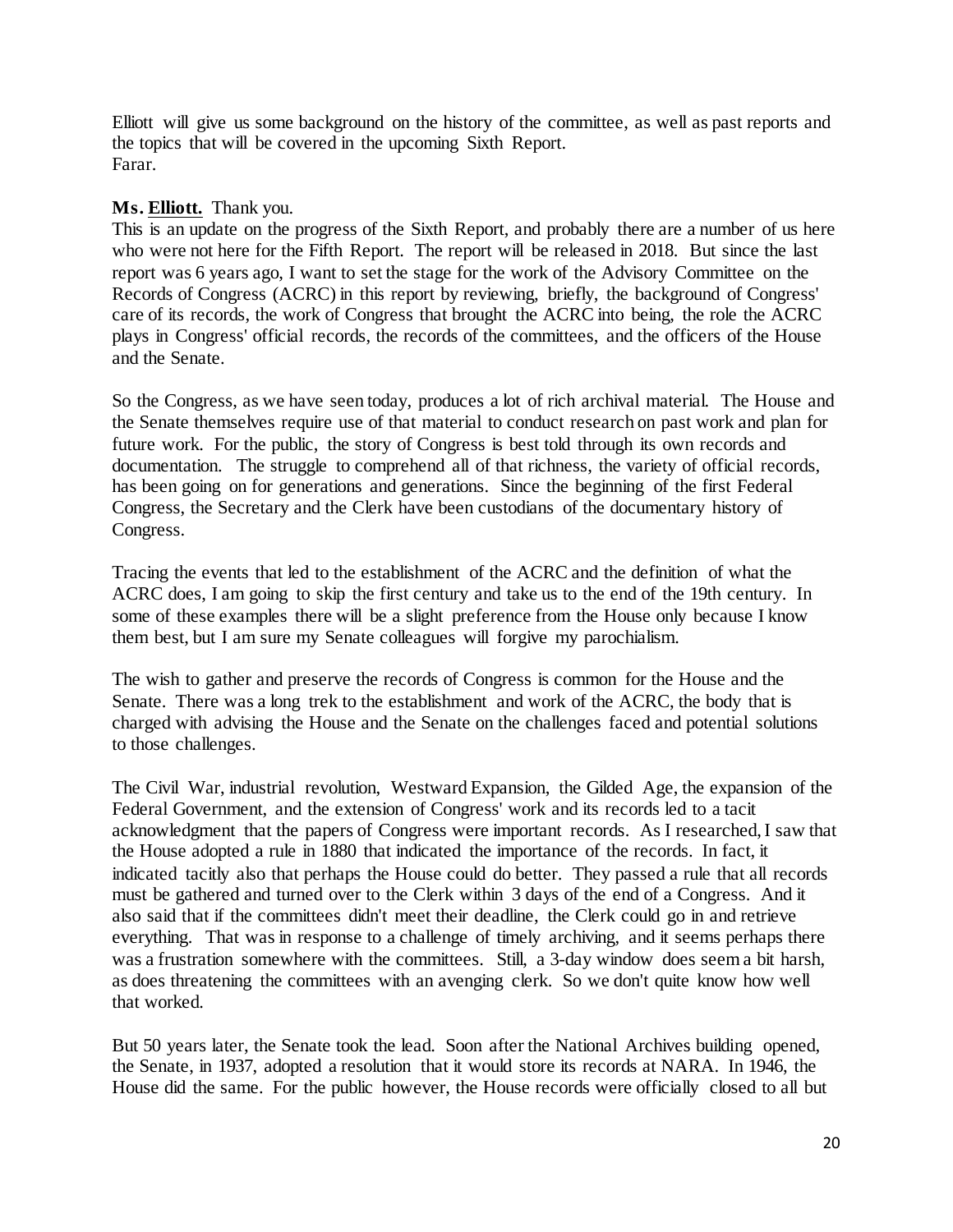Elliott will give us some background on the history of the committee, as well as past reports and the topics that will be covered in the upcoming Sixth Report.
Farar.

**Ms. Elliott.** Thank you.
This is an update on the progress of the Sixth Report, and probably there are a number of us here who were not here for the Fifth Report. The report will be released in 2018. But since the last report was 6 years ago, I want to set the stage for the work of the Advisory Committee on the Records of Congress (ACRC) in this report by reviewing, briefly, the background of Congress' care of its records, the work of Congress that brought the ACRC into being, the role the ACRC plays in Congress' official records, the records of the committees, and the officers of the House and the Senate.

So the Congress, as we have seen today, produces a lot of rich archival material. The House and the Senate themselves require use of that material to conduct research on past work and plan for future work. For the public, the story of Congress is best told through its own records and documentation. The struggle to comprehend all of that richness, the variety of official records, has been going on for generations and generations. Since the beginning of the first Federal Congress, the Secretary and the Clerk have been custodians of the documentary history of Congress.

Tracing the events that led to the establishment of the ACRC and the definition of what the ACRC does, I am going to skip the first century and take us to the end of the 19th century. In some of these examples there will be a slight preference from the House only because I know them best, but I am sure my Senate colleagues will forgive my parochialism.

The wish to gather and preserve the records of Congress is common for the House and the Senate. There was a long trek to the establishment and work of the ACRC, the body that is charged with advising the House and the Senate on the challenges faced and potential solutions to those challenges.

The Civil War, industrial revolution, Westward Expansion, the Gilded Age, the expansion of the Federal Government, and the extension of Congress' work and its records led to a tacit acknowledgment that the papers of Congress were important records. As I researched, I saw that the House adopted a rule in 1880 that indicated the importance of the records. In fact, it indicated tacitly also that perhaps the House could do better. They passed a rule that all records must be gathered and turned over to the Clerk within 3 days of the end of a Congress. And it also said that if the committees didn't meet their deadline, the Clerk could go in and retrieve everything. That was in response to a challenge of timely archiving, and it seems perhaps there was a frustration somewhere with the committees. Still, a 3-day window does seem a bit harsh, as does threatening the committees with an avenging clerk. So we don't quite know how well that worked.

But 50 years later, the Senate took the lead. Soon after the National Archives building opened, the Senate, in 1937, adopted a resolution that it would store its records at NARA. In 1946, the House did the same. For the public however, the House records were officially closed to all but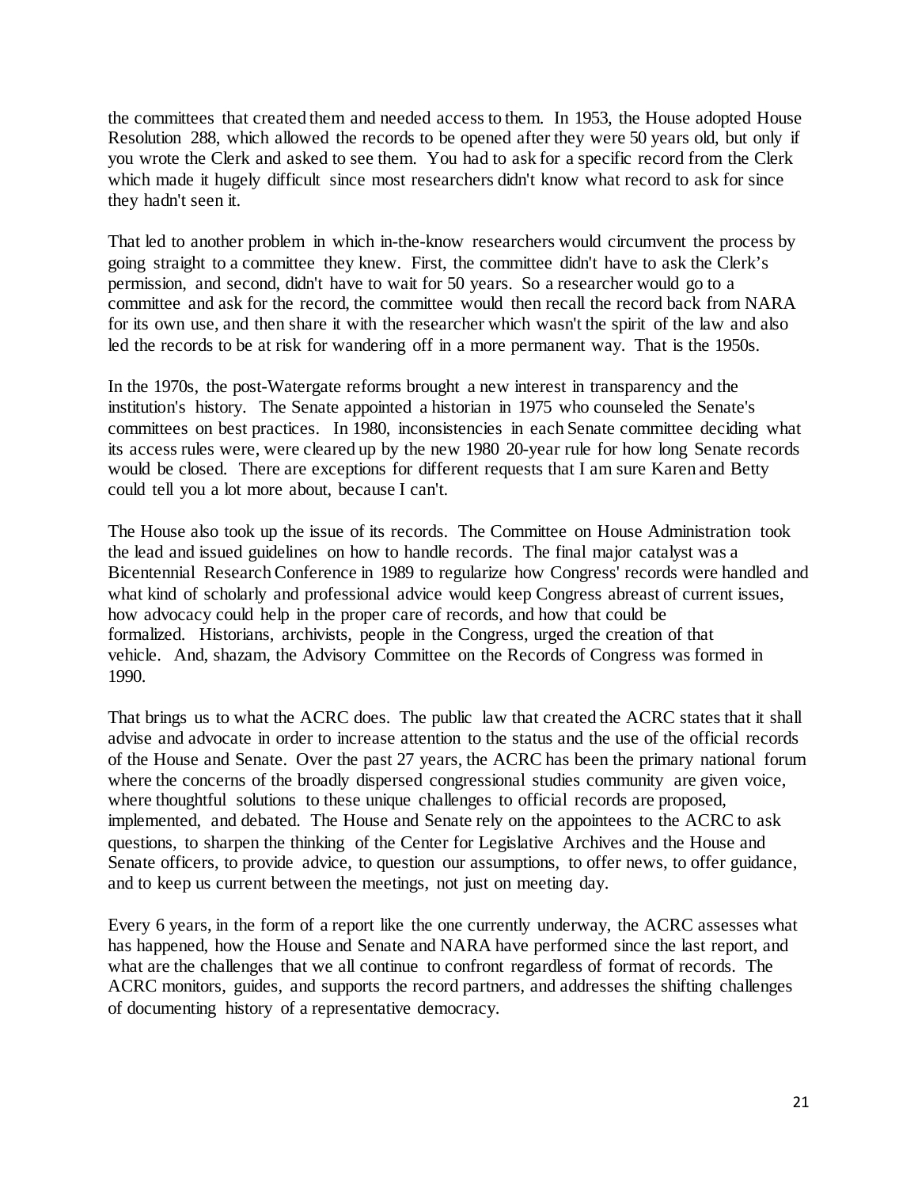the committees that created them and needed access to them. In 1953, the House adopted House Resolution 288, which allowed the records to be opened after they were 50 years old, but only if you wrote the Clerk and asked to see them. You had to ask for a specific record from the Clerk which made it hugely difficult since most researchers didn't know what record to ask for since they hadn't seen it.

That led to another problem in which in-the-know researchers would circumvent the process by going straight to a committee they knew. First, the committee didn't have to ask the Clerk's permission, and second, didn't have to wait for 50 years. So a researcher would go to a committee and ask for the record, the committee would then recall the record back from NARA for its own use, and then share it with the researcher which wasn't the spirit of the law and also led the records to be at risk for wandering off in a more permanent way. That is the 1950s.

In the 1970s, the post-Watergate reforms brought a new interest in transparency and the institution's history. The Senate appointed a historian in 1975 who counseled the Senate's committees on best practices. In 1980, inconsistencies in each Senate committee deciding what its access rules were, were cleared up by the new 1980 20-year rule for how long Senate records would be closed. There are exceptions for different requests that I am sure Karen and Betty could tell you a lot more about, because I can't.

The House also took up the issue of its records. The Committee on House Administration took the lead and issued guidelines on how to handle records. The final major catalyst was a Bicentennial Research Conference in 1989 to regularize how Congress' records were handled and what kind of scholarly and professional advice would keep Congress abreast of current issues, how advocacy could help in the proper care of records, and how that could be formalized. Historians, archivists, people in the Congress, urged the creation of that vehicle. And, shazam, the Advisory Committee on the Records of Congress was formed in 1990.

That brings us to what the ACRC does. The public law that created the ACRC states that it shall advise and advocate in order to increase attention to the status and the use of the official records of the House and Senate. Over the past 27 years, the ACRC has been the primary national forum where the concerns of the broadly dispersed congressional studies community are given voice, where thoughtful solutions to these unique challenges to official records are proposed, implemented, and debated. The House and Senate rely on the appointees to the ACRC to ask questions, to sharpen the thinking of the Center for Legislative Archives and the House and Senate officers, to provide advice, to question our assumptions, to offer news, to offer guidance, and to keep us current between the meetings, not just on meeting day.

Every 6 years, in the form of a report like the one currently underway, the ACRC assesses what has happened, how the House and Senate and NARA have performed since the last report, and what are the challenges that we all continue to confront regardless of format of records. The ACRC monitors, guides, and supports the record partners, and addresses the shifting challenges of documenting history of a representative democracy.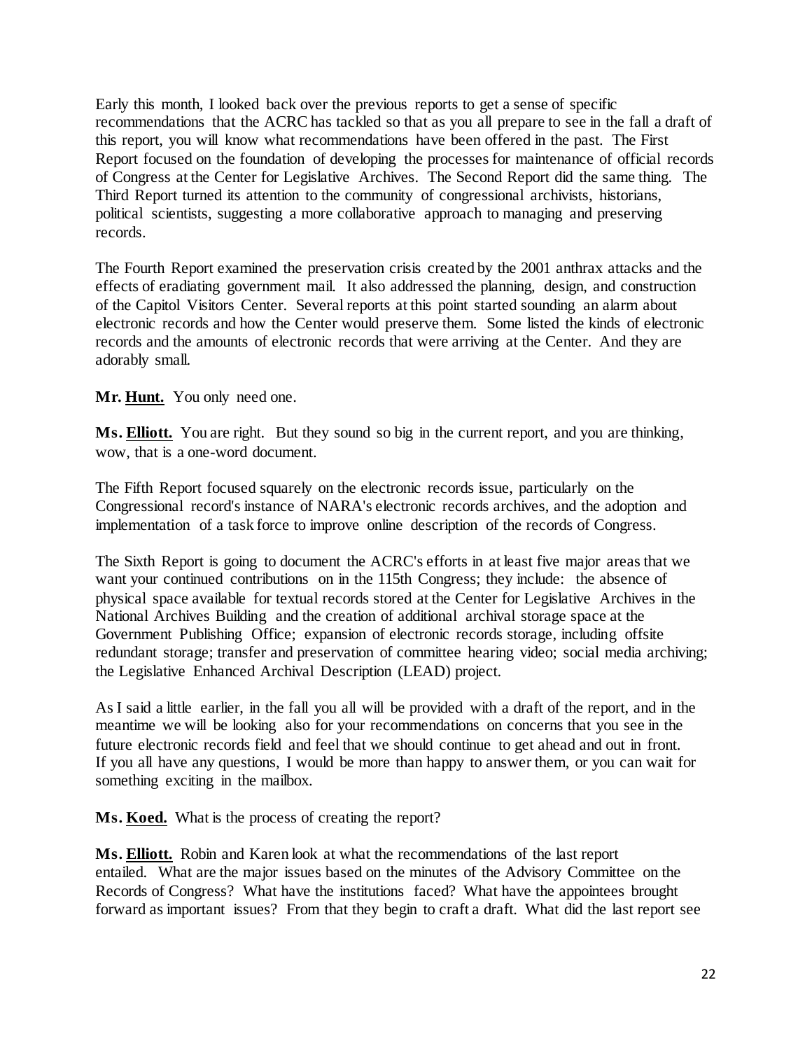Early this month, I looked back over the previous reports to get a sense of specific recommendations that the ACRC has tackled so that as you all prepare to see in the fall a draft of this report, you will know what recommendations have been offered in the past. The First Report focused on the foundation of developing the processes for maintenance of official records of Congress at the Center for Legislative Archives. The Second Report did the same thing. The Third Report turned its attention to the community of congressional archivists, historians, political scientists, suggesting a more collaborative approach to managing and preserving records.

The Fourth Report examined the preservation crisis created by the 2001 anthrax attacks and the effects of eradiating government mail. It also addressed the planning, design, and construction of the Capitol Visitors Center. Several reports at this point started sounding an alarm about electronic records and how the Center would preserve them. Some listed the kinds of electronic records and the amounts of electronic records that were arriving at the Center. And they are adorably small.

**Mr. Hunt.** You only need one.

**Ms. Elliott.** You are right. But they sound so big in the current report, and you are thinking, wow, that is a one-word document.

The Fifth Report focused squarely on the electronic records issue, particularly on the Congressional record's instance of NARA's electronic records archives, and the adoption and implementation of a task force to improve online description of the records of Congress.

The Sixth Report is going to document the ACRC's efforts in at least five major areas that we want your continued contributions on in the 115th Congress; they include: the absence of physical space available for textual records stored at the Center for Legislative Archives in the National Archives Building and the creation of additional archival storage space at the Government Publishing Office; expansion of electronic records storage, including offsite redundant storage; transfer and preservation of committee hearing video; social media archiving; the Legislative Enhanced Archival Description (LEAD) project.

As I said a little earlier, in the fall you all will be provided with a draft of the report, and in the meantime we will be looking also for your recommendations on concerns that you see in the future electronic records field and feel that we should continue to get ahead and out in front. If you all have any questions, I would be more than happy to answer them, or you can wait for something exciting in the mailbox.

**Ms. Koed.** What is the process of creating the report?

**Ms. Elliott.** Robin and Karen look at what the recommendations of the last report entailed. What are the major issues based on the minutes of the Advisory Committee on the Records of Congress? What have the institutions faced? What have the appointees brought forward as important issues? From that they begin to craft a draft. What did the last report see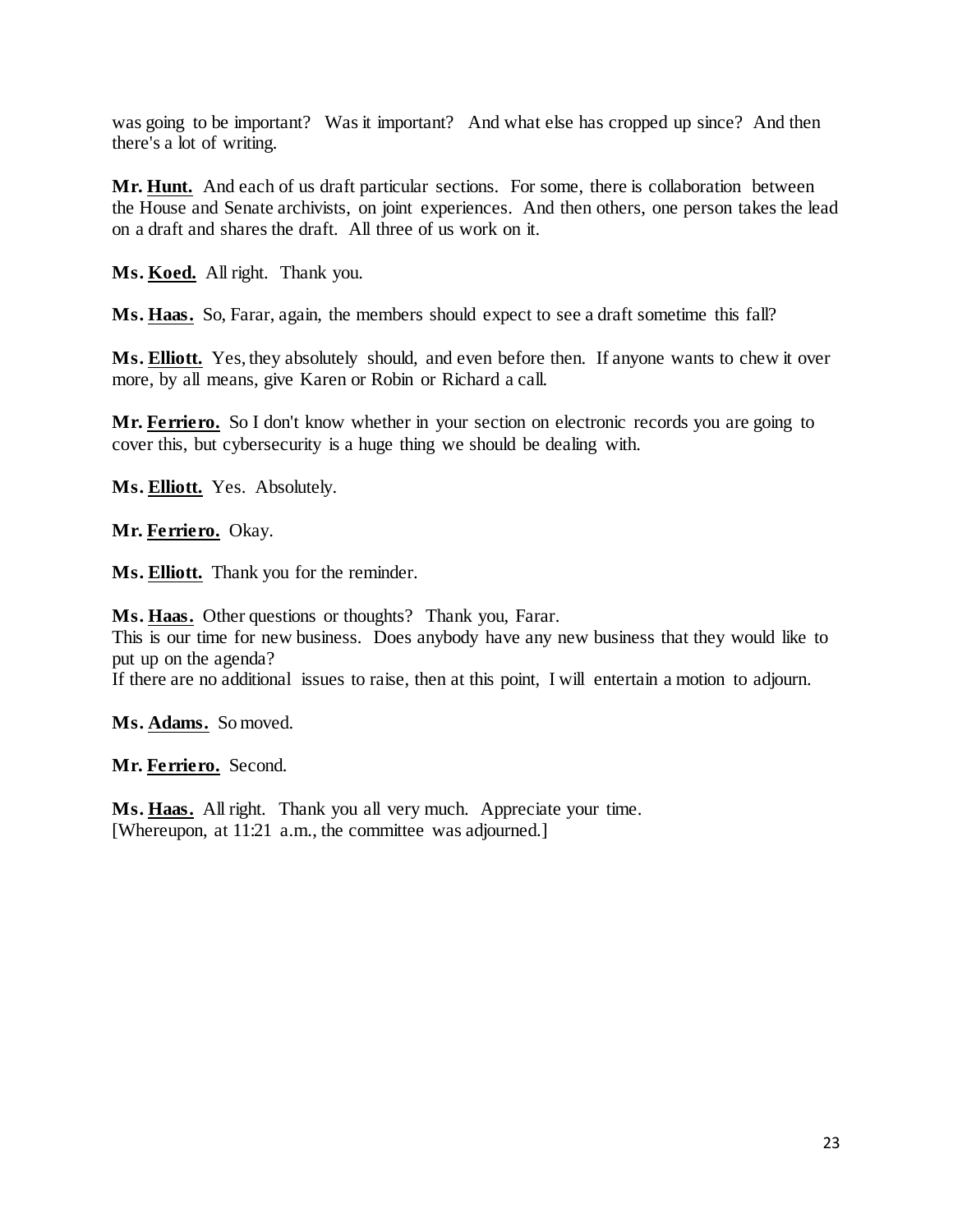was going to be important? Was it important? And what else has cropped up since? And then there's a lot of writing.

**Mr. <u>Hunt.</u>** And each of us draft particular sections. For some, there is collaboration between the House and Senate archivists, on joint experiences. And then others, one person takes the lead on a draft and shares the draft. All three of us work on it.

**Ms. <u>Koed.</u>** All right. Thank you.

**Ms. <u>Haas.</u>** So, Farar, again, the members should expect to see a draft sometime this fall?

**Ms. <u>Elliott.</u>** Yes, they absolutely should, and even before then. If anyone wants to chew it over more, by all means, give Karen or Robin or Richard a call.

**Mr. <u>Ferriero.</u>** So I don't know whether in your section on electronic records you are going to cover this, but cybersecurity is a huge thing we should be dealing with.

**Ms. <u>Elliott.</u>** Yes. Absolutely.

**Mr. <u>Ferriero.</u>** Okay.

**Ms. <u>Elliott.</u>** Thank you for the reminder.

**Ms. <u>Haas.</u>** Other questions or thoughts? Thank you, Farar.
This is our time for new business. Does anybody have any new business that they would like to put up on the agenda?
If there are no additional issues to raise, then at this point, I will entertain a motion to adjourn.

**Ms. <u>Adams.</u>** So moved.

**Mr. <u>Ferriero.</u>** Second.

**Ms. <u>Haas.</u>** All right. Thank you all very much. Appreciate your time.
[Whereupon, at 11:21 a.m., the committee was adjourned.]